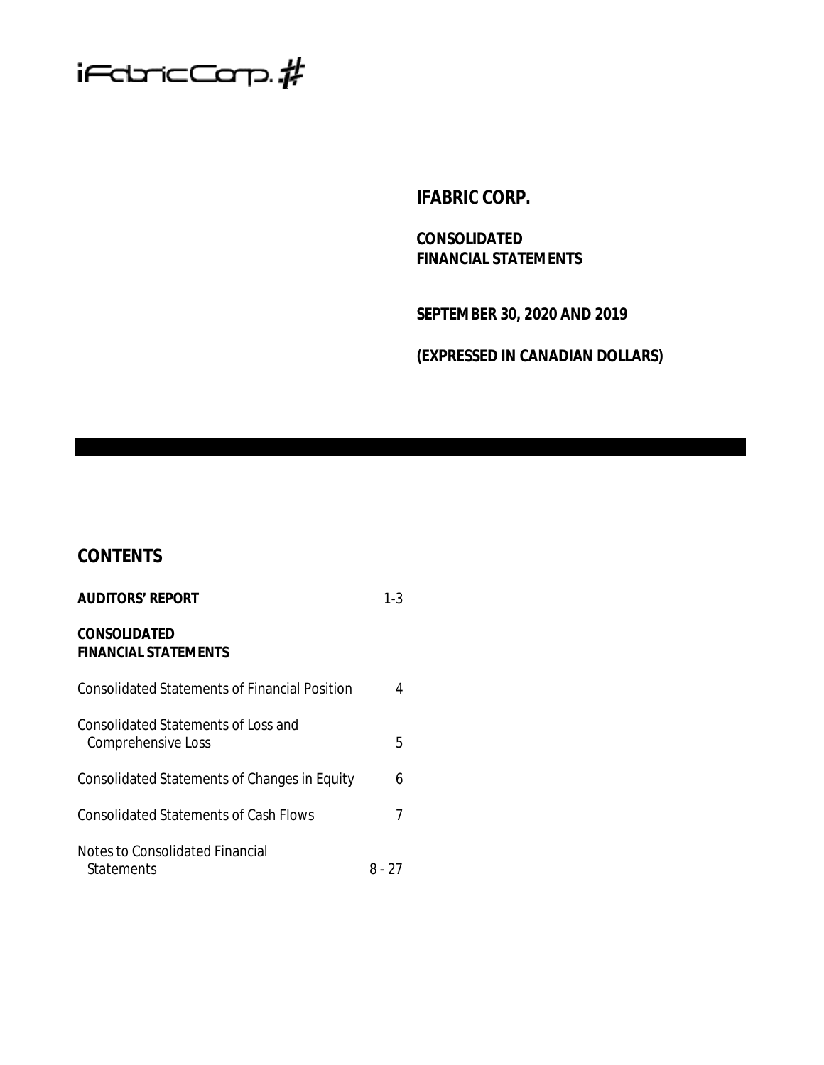iFabricCorp.

# IFABRIC CORP.

**CONSOLIDATED FINANCIAL STATEMENTS**

**SEPTEMBER 30, 2020 AND 2019**

**(EXPRESSED IN CANADIAN DOLLARS)**

## CONTENTS

| | |
|---|---|
| **AUDITORS' REPORT** | 1-3 |
| **CONSOLIDATED FINANCIAL STATEMENTS** | |
| Consolidated Statements of Financial Position | 4 |
| Consolidated Statements of Loss and Comprehensive Loss | 5 |
| Consolidated Statements of Changes in Equity | 6 |
| Consolidated Statements of Cash Flows | 7 |
| Notes to Consolidated Financial Statements | 8 - 27 |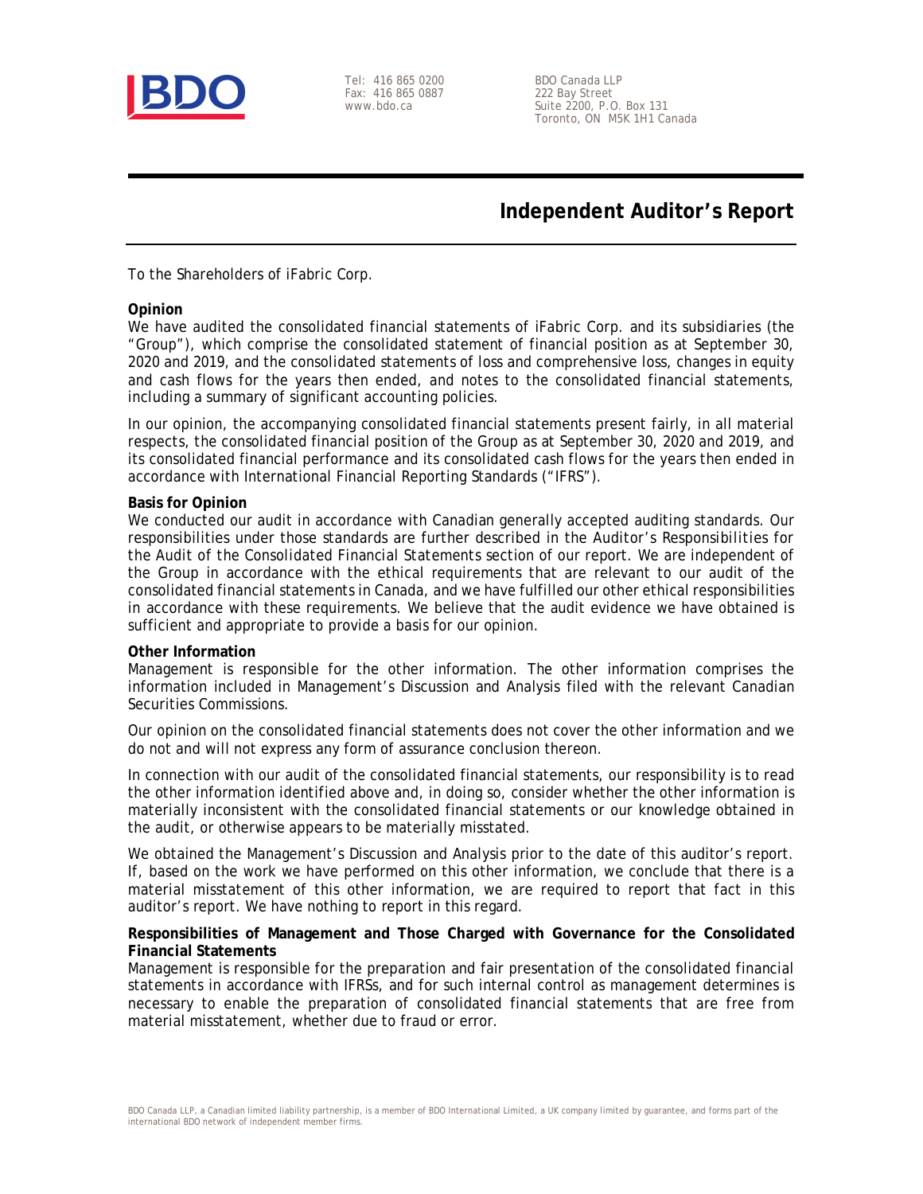Tel: 416 865 0200
Fax: 416 865 0887
www.bdo.ca

BDO Canada LLP
222 Bay Street
Suite 2200, P.O. Box 131
Toronto, ON M5K 1H1 Canada

# Independent Auditor's Report

To the Shareholders of iFabric Corp.

**Opinion**

We have audited the consolidated financial statements of iFabric Corp. and its subsidiaries (the "Group"), which comprise the consolidated statement of financial position as at September 30, 2020 and 2019, and the consolidated statements of loss and comprehensive loss, changes in equity and cash flows for the years then ended, and notes to the consolidated financial statements, including a summary of significant accounting policies.

In our opinion, the accompanying consolidated financial statements present fairly, in all material respects, the consolidated financial position of the Group as at September 30, 2020 and 2019, and its consolidated financial performance and its consolidated cash flows for the years then ended in accordance with International Financial Reporting Standards ("IFRS").

**Basis for Opinion**

We conducted our audit in accordance with Canadian generally accepted auditing standards. Our responsibilities under those standards are further described in the *Auditor's Responsibilities for the Audit of the Consolidated Financial Statements* section of our report. We are independent of the Group in accordance with the ethical requirements that are relevant to our audit of the consolidated financial statements in Canada, and we have fulfilled our other ethical responsibilities in accordance with these requirements. We believe that the audit evidence we have obtained is sufficient and appropriate to provide a basis for our opinion.

**Other Information**

Management is responsible for the other information. The other information comprises the information included in Management's Discussion and Analysis filed with the relevant Canadian Securities Commissions.

Our opinion on the consolidated financial statements does not cover the other information and we do not and will not express any form of assurance conclusion thereon.

In connection with our audit of the consolidated financial statements, our responsibility is to read the other information identified above and, in doing so, consider whether the other information is materially inconsistent with the consolidated financial statements or our knowledge obtained in the audit, or otherwise appears to be materially misstated.

We obtained the Management's Discussion and Analysis prior to the date of this auditor's report. If, based on the work we have performed on this other information, we conclude that there is a material misstatement of this other information, we are required to report that fact in this auditor's report. We have nothing to report in this regard.

**Responsibilities of Management and Those Charged with Governance for the Consolidated Financial Statements**

Management is responsible for the preparation and fair presentation of the consolidated financial statements in accordance with IFRSs, and for such internal control as management determines is necessary to enable the preparation of consolidated financial statements that are free from material misstatement, whether due to fraud or error.

BDO Canada LLP, a Canadian limited liability partnership, is a member of BDO International Limited, a UK company limited by guarantee, and forms part of the international BDO network of independent member firms.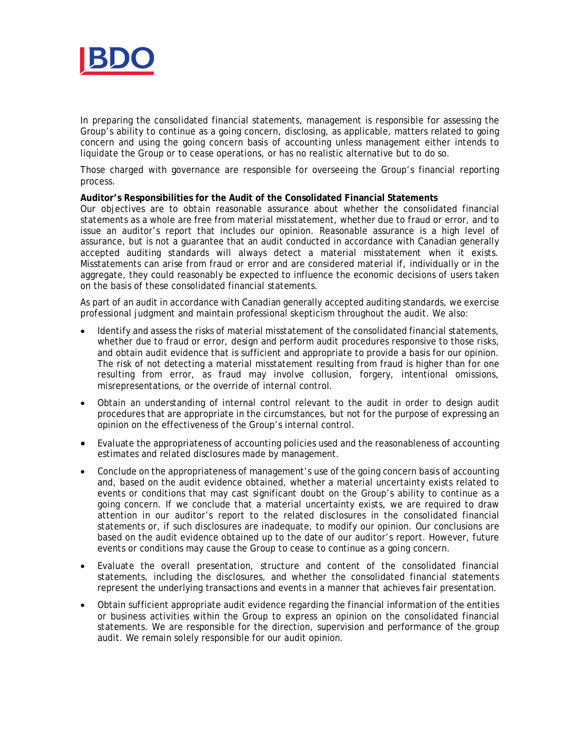In preparing the consolidated financial statements, management is responsible for assessing the Group's ability to continue as a going concern, disclosing, as applicable, matters related to going concern and using the going concern basis of accounting unless management either intends to liquidate the Group or to cease operations, or has no realistic alternative but to do so.

Those charged with governance are responsible for overseeing the Group's financial reporting process.

**Auditor's Responsibilities for the Audit of the Consolidated Financial Statements**

Our objectives are to obtain reasonable assurance about whether the consolidated financial statements as a whole are free from material misstatement, whether due to fraud or error, and to issue an auditor's report that includes our opinion. Reasonable assurance is a high level of assurance, but is not a guarantee that an audit conducted in accordance with Canadian generally accepted auditing standards will always detect a material misstatement when it exists. Misstatements can arise from fraud or error and are considered material if, individually or in the aggregate, they could reasonably be expected to influence the economic decisions of users taken on the basis of these consolidated financial statements.

As part of an audit in accordance with Canadian generally accepted auditing standards, we exercise professional judgment and maintain professional skepticism throughout the audit. We also:

- Identify and assess the risks of material misstatement of the consolidated financial statements, whether due to fraud or error, design and perform audit procedures responsive to those risks, and obtain audit evidence that is sufficient and appropriate to provide a basis for our opinion. The risk of not detecting a material misstatement resulting from fraud is higher than for one resulting from error, as fraud may involve collusion, forgery, intentional omissions, misrepresentations, or the override of internal control.
- Obtain an understanding of internal control relevant to the audit in order to design audit procedures that are appropriate in the circumstances, but not for the purpose of expressing an opinion on the effectiveness of the Group's internal control.
- Evaluate the appropriateness of accounting policies used and the reasonableness of accounting estimates and related disclosures made by management.
- Conclude on the appropriateness of management's use of the going concern basis of accounting and, based on the audit evidence obtained, whether a material uncertainty exists related to events or conditions that may cast significant doubt on the Group's ability to continue as a going concern. If we conclude that a material uncertainty exists, we are required to draw attention in our auditor's report to the related disclosures in the consolidated financial statements or, if such disclosures are inadequate, to modify our opinion. Our conclusions are based on the audit evidence obtained up to the date of our auditor's report. However, future events or conditions may cause the Group to cease to continue as a going concern.
- Evaluate the overall presentation, structure and content of the consolidated financial statements, including the disclosures, and whether the consolidated financial statements represent the underlying transactions and events in a manner that achieves fair presentation.
- Obtain sufficient appropriate audit evidence regarding the financial information of the entities or business activities within the Group to express an opinion on the consolidated financial statements. We are responsible for the direction, supervision and performance of the group audit. We remain solely responsible for our audit opinion.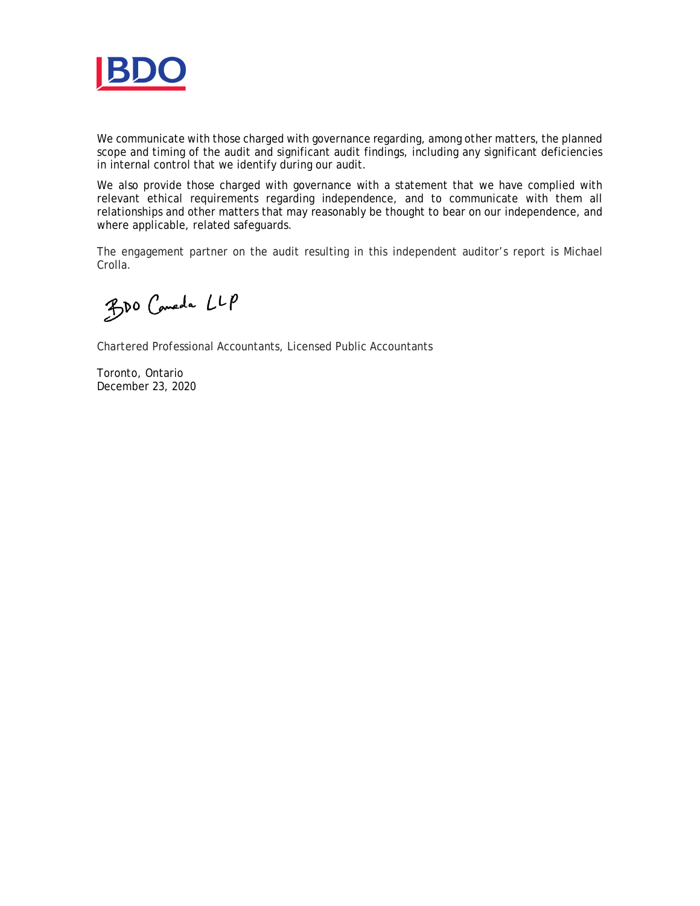We communicate with those charged with governance regarding, among other matters, the planned scope and timing of the audit and significant audit findings, including any significant deficiencies in internal control that we identify during our audit.

We also provide those charged with governance with a statement that we have complied with relevant ethical requirements regarding independence, and to communicate with them all relationships and other matters that may reasonably be thought to bear on our independence, and where applicable, related safeguards.

The engagement partner on the audit resulting in this independent auditor's report is Michael Crolla.

BDO Canada LLP

Chartered Professional Accountants, Licensed Public Accountants

Toronto, Ontario
December 23, 2020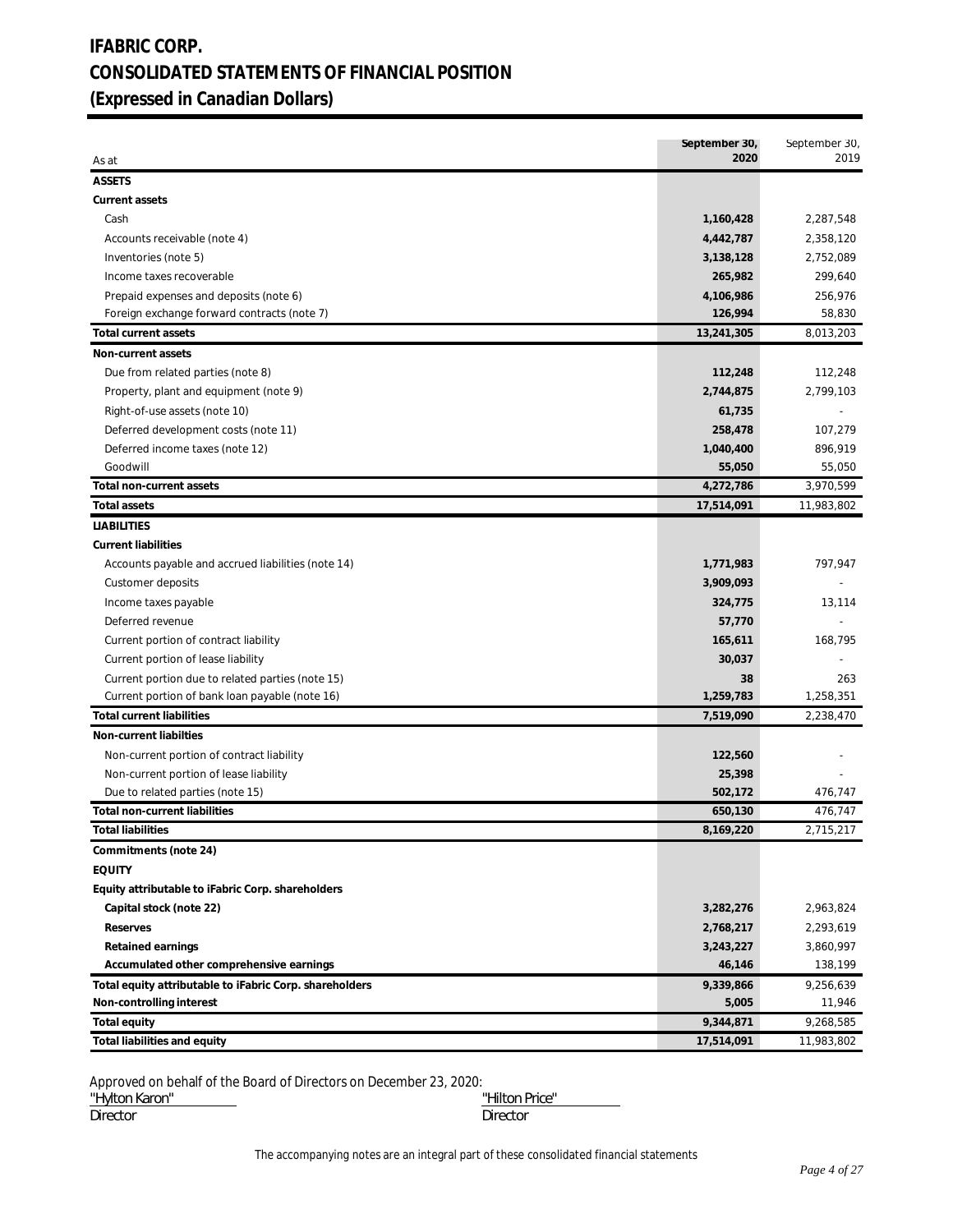# IFABRIC CORP.
# CONSOLIDATED STATEMENTS OF FINANCIAL POSITION
# (Expressed in Canadian Dollars)

| As at | September 30, 2020 | September 30, 2019 |
|---|---|---|
| **ASSETS** | | |
| **Current assets** | | |
| Cash | **1,160,428** | 2,287,548 |
| Accounts receivable (note 4) | **4,442,787** | 2,358,120 |
| Inventories (note 5) | **3,138,128** | 2,752,089 |
| Income taxes recoverable | **265,982** | 299,640 |
| Prepaid expenses and deposits (note 6) | **4,106,986** | 256,976 |
| Foreign exchange forward contracts (note 7) | **126,994** | 58,830 |
| **Total current assets** | **13,241,305** | 8,013,203 |
| **Non-current assets** | | |
| Due from related parties (note 8) | **112,248** | 112,248 |
| Property, plant and equipment (note 9) | **2,744,875** | 2,799,103 |
| Right-of-use assets (note 10) | **61,735** | - |
| Deferred development costs (note 11) | **258,478** | 107,279 |
| Deferred income taxes (note 12) | **1,040,400** | 896,919 |
| Goodwill | **55,050** | 55,050 |
| **Total non-current assets** | **4,272,786** | 3,970,599 |
| **Total assets** | **17,514,091** | 11,983,802 |
| **LIABILITIES** | | |
| **Current liabilities** | | |
| Accounts payable and accrued liabilities (note 14) | **1,771,983** | 797,947 |
| Customer deposits | **3,909,093** | - |
| Income taxes payable | **324,775** | 13,114 |
| Deferred revenue | **57,770** | - |
| Current portion of contract liability | **165,611** | 168,795 |
| Current portion of lease liability | **30,037** | - |
| Current portion due to related parties (note 15) | **38** | 263 |
| Current portion of bank loan payable (note 16) | **1,259,783** | 1,258,351 |
| **Total current liabilities** | **7,519,090** | 2,238,470 |
| **Non-current liabilties** | | |
| Non-current portion of contract liability | **122,560** | - |
| Non-current portion of lease liability | **25,398** | - |
| Due to related parties (note 15) | **502,172** | 476,747 |
| **Total non-current liabilities** | **650,130** | 476,747 |
| **Total liabilities** | **8,169,220** | 2,715,217 |
| **Commitments (note 24)** | | |
| **EQUITY** | | |
| **Equity attributable to iFabric Corp. shareholders** | | |
| **Capital stock (note 22)** | **3,282,276** | 2,963,824 |
| **Reserves** | **2,768,217** | 2,293,619 |
| **Retained earnings** | **3,243,227** | 3,860,997 |
| **Accumulated other comprehensive earnings** | **46,146** | 138,199 |
| **Total equity attributable to iFabric Corp. shareholders** | **9,339,866** | 9,256,639 |
| **Non-controlling interest** | **5,005** | 11,946 |
| **Total equity** | **9,344,871** | 9,268,585 |
| **Total liabilities and equity** | **17,514,091** | 11,983,802 |

Approved on behalf of the Board of Directors on December 23, 2020:

"Hylton Karon" — Director

"Hilton Price" — Director

The accompanying notes are an integral part of these consolidated financial statements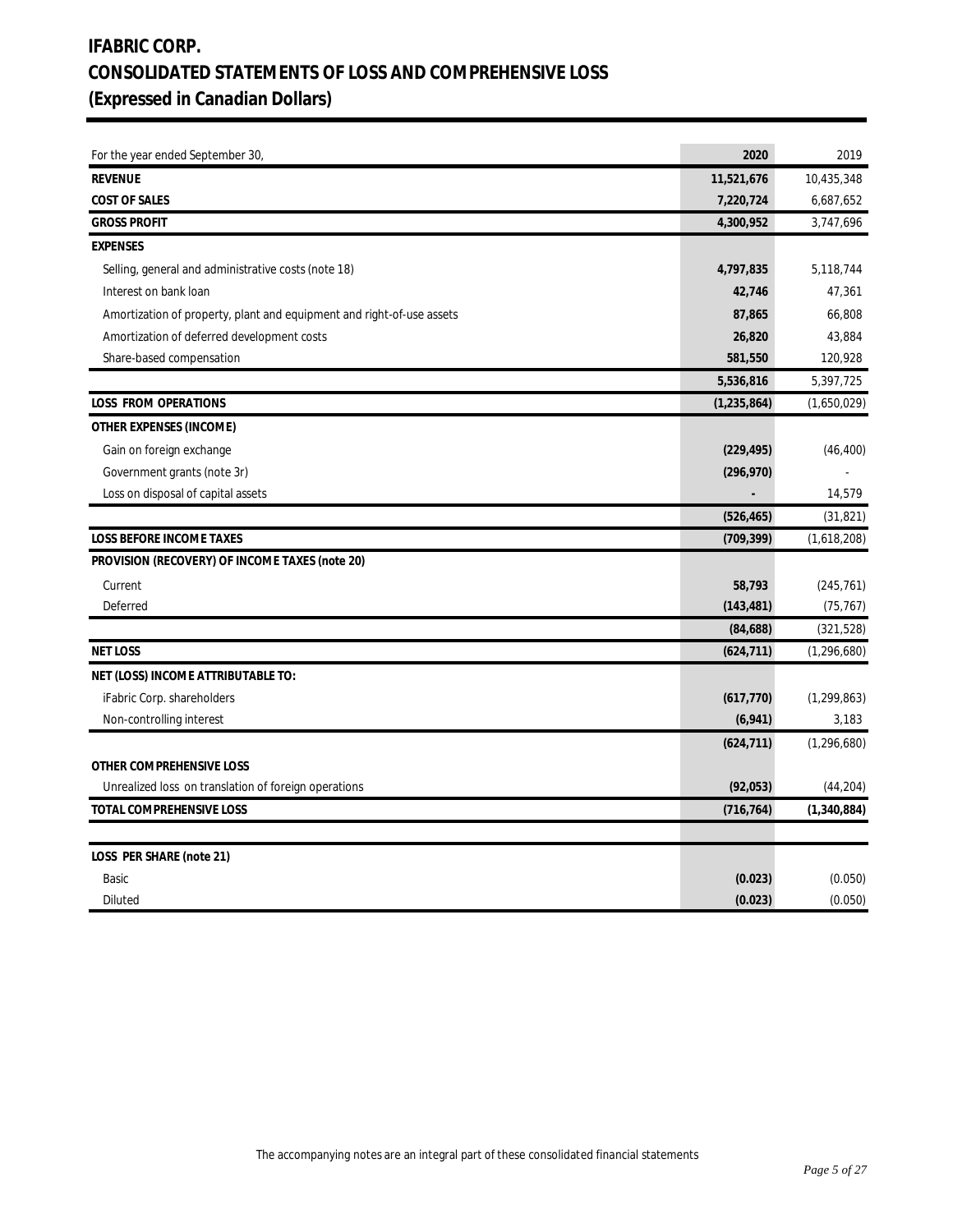# IFABRIC CORP.
# CONSOLIDATED STATEMENTS OF LOSS AND COMPREHENSIVE LOSS
# (Expressed in Canadian Dollars)

| For the year ended September 30, | 2020 | 2019 |
|---|---|---|
| **REVENUE** | **11,521,676** | 10,435,348 |
| **COST OF SALES** | **7,220,724** | 6,687,652 |
| **GROSS PROFIT** | **4,300,952** | 3,747,696 |
| **EXPENSES** | | |
| Selling, general and administrative costs (note 18) | **4,797,835** | 5,118,744 |
| Interest on bank loan | **42,746** | 47,361 |
| Amortization of property, plant and equipment and right-of-use assets | **87,865** | 66,808 |
| Amortization of deferred development costs | **26,820** | 43,884 |
| Share-based compensation | **581,550** | 120,928 |
| | **5,536,816** | 5,397,725 |
| **LOSS FROM OPERATIONS** | **(1,235,864)** | (1,650,029) |
| **OTHER EXPENSES (INCOME)** | | |
| Gain on foreign exchange | **(229,495)** | (46,400) |
| Government grants (note 3r) | **(296,970)** | - |
| Loss on disposal of capital assets | **-** | 14,579 |
| | **(526,465)** | (31,821) |
| **LOSS BEFORE INCOME TAXES** | **(709,399)** | (1,618,208) |
| **PROVISION (RECOVERY) OF INCOME TAXES (note 20)** | | |
| Current | **58,793** | (245,761) |
| Deferred | **(143,481)** | (75,767) |
| | **(84,688)** | (321,528) |
| **NET LOSS** | **(624,711)** | (1,296,680) |
| **NET (LOSS) INCOME ATTRIBUTABLE TO:** | | |
| iFabric Corp. shareholders | **(617,770)** | (1,299,863) |
| Non-controlling interest | **(6,941)** | 3,183 |
| | **(624,711)** | (1,296,680) |
| **OTHER COMPREHENSIVE LOSS** | | |
| Unrealized loss on translation of foreign operations | **(92,053)** | (44,204) |
| **TOTAL COMPREHENSIVE LOSS** | **(716,764)** | **(1,340,884)** |
| | | |
| **LOSS PER SHARE (note 21)** | | |
| Basic | **(0.023)** | (0.050) |
| Diluted | **(0.023)** | (0.050) |

The accompanying notes are an integral part of these consolidated financial statements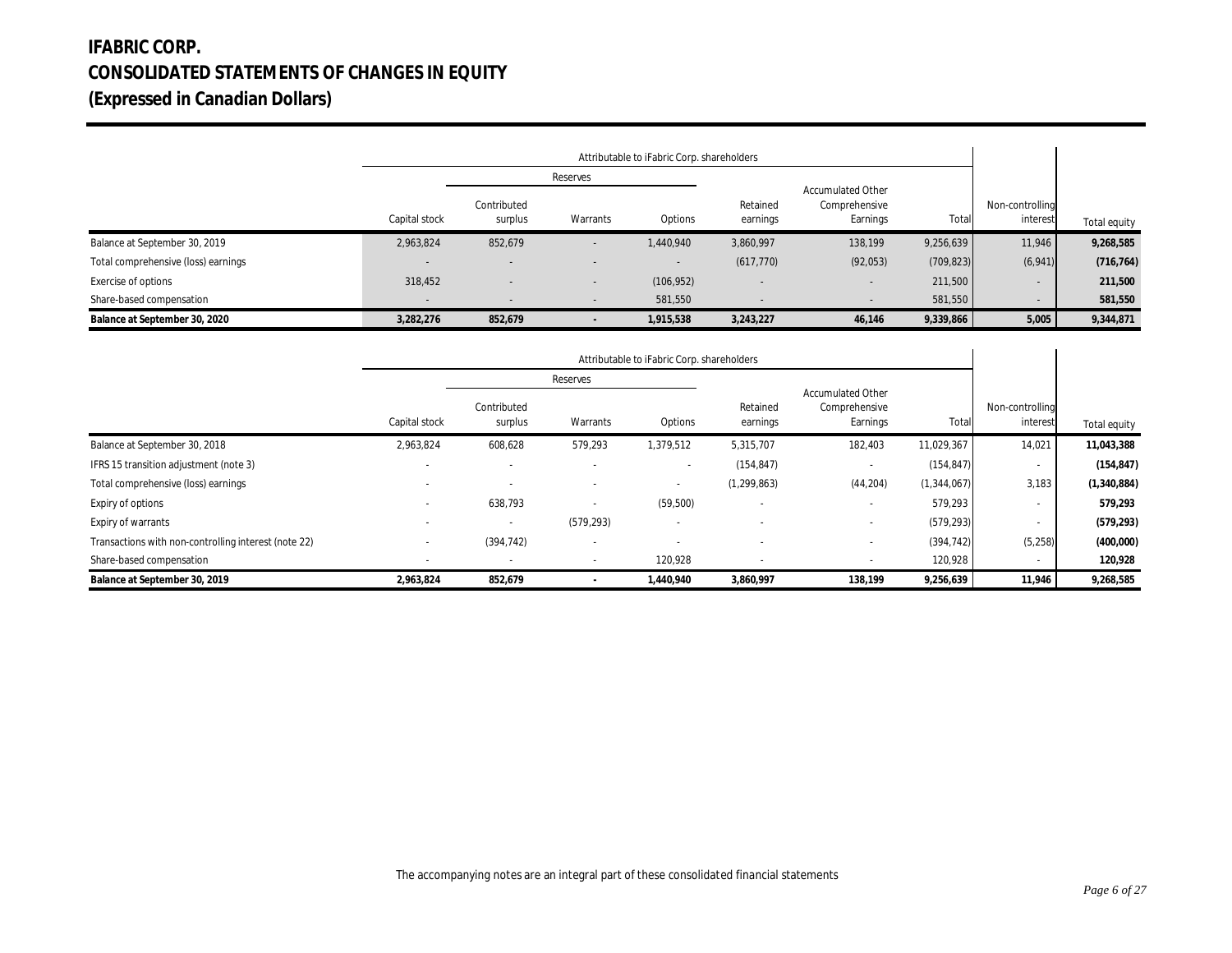# IFABRIC CORP.
# CONSOLIDATED STATEMENTS OF CHANGES IN EQUITY
# (Expressed in Canadian Dollars)

| | Attributable to iFabric Corp. shareholders | | | | | | | | |
|---|---|---|---|---|---|---|---|---|---|
| | | Reserves | | | | | | | |
| | Capital stock | Contributed surplus | Warrants | Options | Retained earnings | Accumulated Other Comprehensive Earnings | Total | Non-controlling interest | Total equity |
| Balance at September 30, 2019 | 2,963,824 | 852,679 | - | 1,440,940 | 3,860,997 | 138,199 | 9,256,639 | 11,946 | **9,268,585** |
| Total comprehensive (loss) earnings | - | - | - | - | (617,770) | (92,053) | (709,823) | (6,941) | **(716,764)** |
| Exercise of options | 318,452 | - | - | (106,952) | - | - | 211,500 | - | **211,500** |
| Share-based compensation | - | - | - | 581,550 | - | - | 581,550 | - | **581,550** |
| **Balance at September 30, 2020** | **3,282,276** | **852,679** | **-** | **1,915,538** | **3,243,227** | **46,146** | **9,339,866** | **5,005** | **9,344,871** |

| | Attributable to iFabric Corp. shareholders | | | | | | | | |
|---|---|---|---|---|---|---|---|---|---|
| | | Reserves | | | | | | | |
| | Capital stock | Contributed surplus | Warrants | Options | Retained earnings | Accumulated Other Comprehensive Earnings | Total | Non-controlling interest | Total equity |
| Balance at September 30, 2018 | 2,963,824 | 608,628 | 579,293 | 1,379,512 | 5,315,707 | 182,403 | 11,029,367 | 14,021 | **11,043,388** |
| IFRS 15 transition adjustment (note 3) | - | - | - | - | (154,847) | - | (154,847) | - | **(154,847)** |
| Total comprehensive (loss) earnings | - | - | - | - | (1,299,863) | (44,204) | (1,344,067) | 3,183 | **(1,340,884)** |
| Expiry of options | - | 638,793 | - | (59,500) | - | - | 579,293 | - | **579,293** |
| Expiry of warrants | - | - | (579,293) | - | - | - | (579,293) | - | **(579,293)** |
| Transactions with non-controlling interest (note 22) | - | (394,742) | - | - | - | - | (394,742) | (5,258) | **(400,000)** |
| Share-based compensation | - | - | - | 120,928 | - | - | 120,928 | - | **120,928** |
| **Balance at September 30, 2019** | **2,963,824** | **852,679** | **-** | **1,440,940** | **3,860,997** | **138,199** | **9,256,639** | **11,946** | **9,268,585** |

The accompanying notes are an integral part of these consolidated financial statements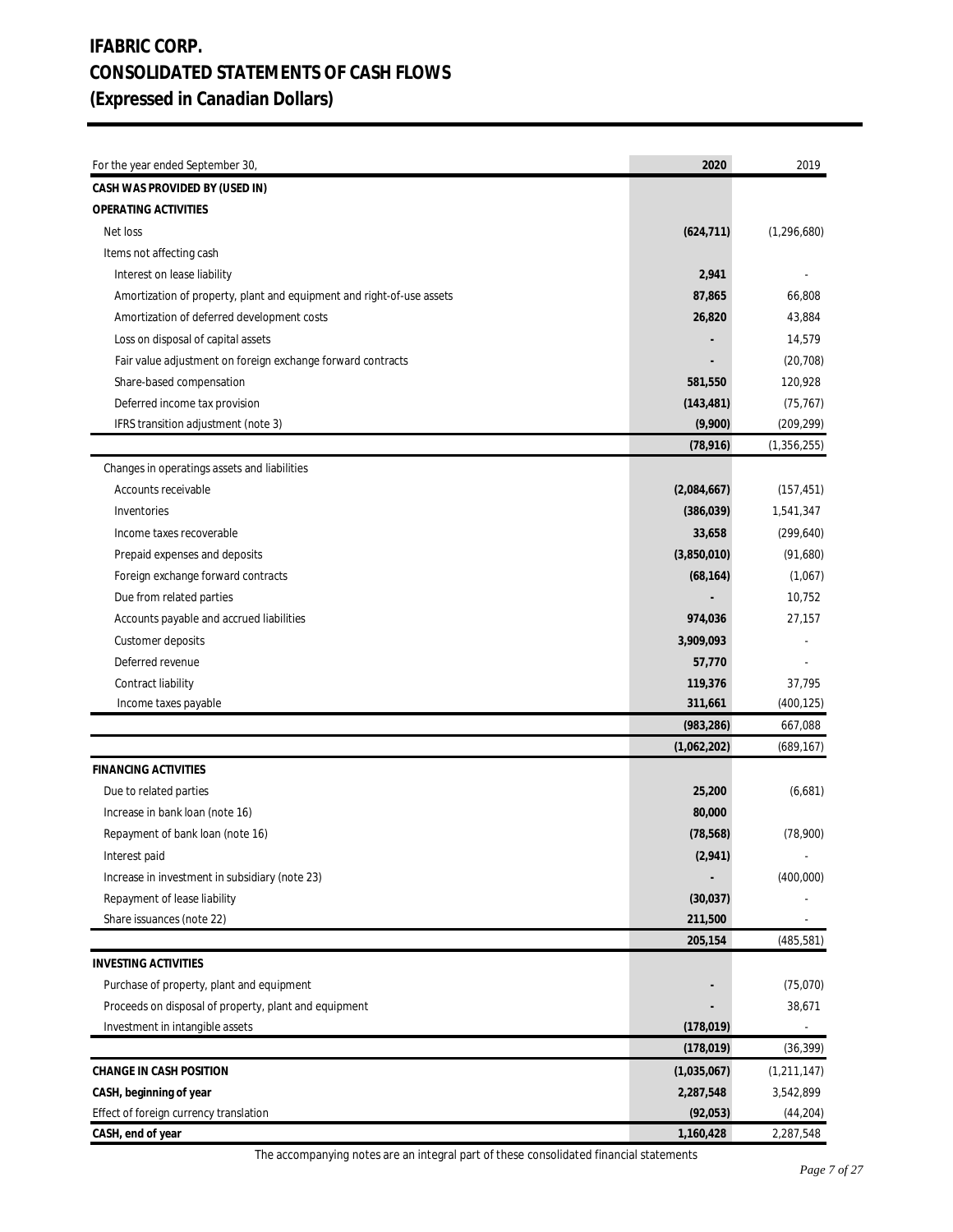# IFABRIC CORP.
# CONSOLIDATED STATEMENTS OF CASH FLOWS
# (Expressed in Canadian Dollars)

| For the year ended September 30, | 2020 | 2019 |
|---|---|---|
| **CASH WAS PROVIDED BY (USED IN)** | | |
| **OPERATING ACTIVITIES** | | |
| Net loss | **(624,711)** | (1,296,680) |
| Items not affecting cash | | |
| Interest on lease liability | **2,941** | - |
| Amortization of property, plant and equipment and right-of-use assets | **87,865** | 66,808 |
| Amortization of deferred development costs | **26,820** | 43,884 |
| Loss on disposal of capital assets | **-** | 14,579 |
| Fair value adjustment on foreign exchange forward contracts | **-** | (20,708) |
| Share-based compensation | **581,550** | 120,928 |
| Deferred income tax provision | **(143,481)** | (75,767) |
| IFRS transition adjustment (note 3) | **(9,900)** | (209,299) |
| | **(78,916)** | (1,356,255) |
| Changes in operatings assets and liabilities | | |
| Accounts receivable | **(2,084,667)** | (157,451) |
| Inventories | **(386,039)** | 1,541,347 |
| Income taxes recoverable | **33,658** | (299,640) |
| Prepaid expenses and deposits | **(3,850,010)** | (91,680) |
| Foreign exchange forward contracts | **(68,164)** | (1,067) |
| Due from related parties | **-** | 10,752 |
| Accounts payable and accrued liabilities | **974,036** | 27,157 |
| Customer deposits | **3,909,093** | - |
| Deferred revenue | **57,770** | - |
| Contract liability | **119,376** | 37,795 |
| Income taxes payable | **311,661** | (400,125) |
| | **(983,286)** | 667,088 |
| | **(1,062,202)** | (689,167) |
| **FINANCING ACTIVITIES** | | |
| Due to related parties | **25,200** | (6,681) |
| Increase in bank loan (note 16) | **80,000** | |
| Repayment of bank loan (note 16) | **(78,568)** | (78,900) |
| Interest paid | **(2,941)** | - |
| Increase in investment in subsidiary (note 23) | **-** | (400,000) |
| Repayment of lease liability | **(30,037)** | - |
| Share issuances (note 22) | **211,500** | - |
| | **205,154** | (485,581) |
| **INVESTING ACTIVITIES** | | |
| Purchase of property, plant and equipment | **-** | (75,070) |
| Proceeds on disposal of property, plant and equipment | **-** | 38,671 |
| Investment in intangible assets | **(178,019)** | - |
| | **(178,019)** | (36,399) |
| **CHANGE IN CASH POSITION** | **(1,035,067)** | (1,211,147) |
| **CASH, beginning of year** | **2,287,548** | 3,542,899 |
| Effect of foreign currency translation | **(92,053)** | (44,204) |
| **CASH, end of year** | **1,160,428** | 2,287,548 |

The accompanying notes are an integral part of these consolidated financial statements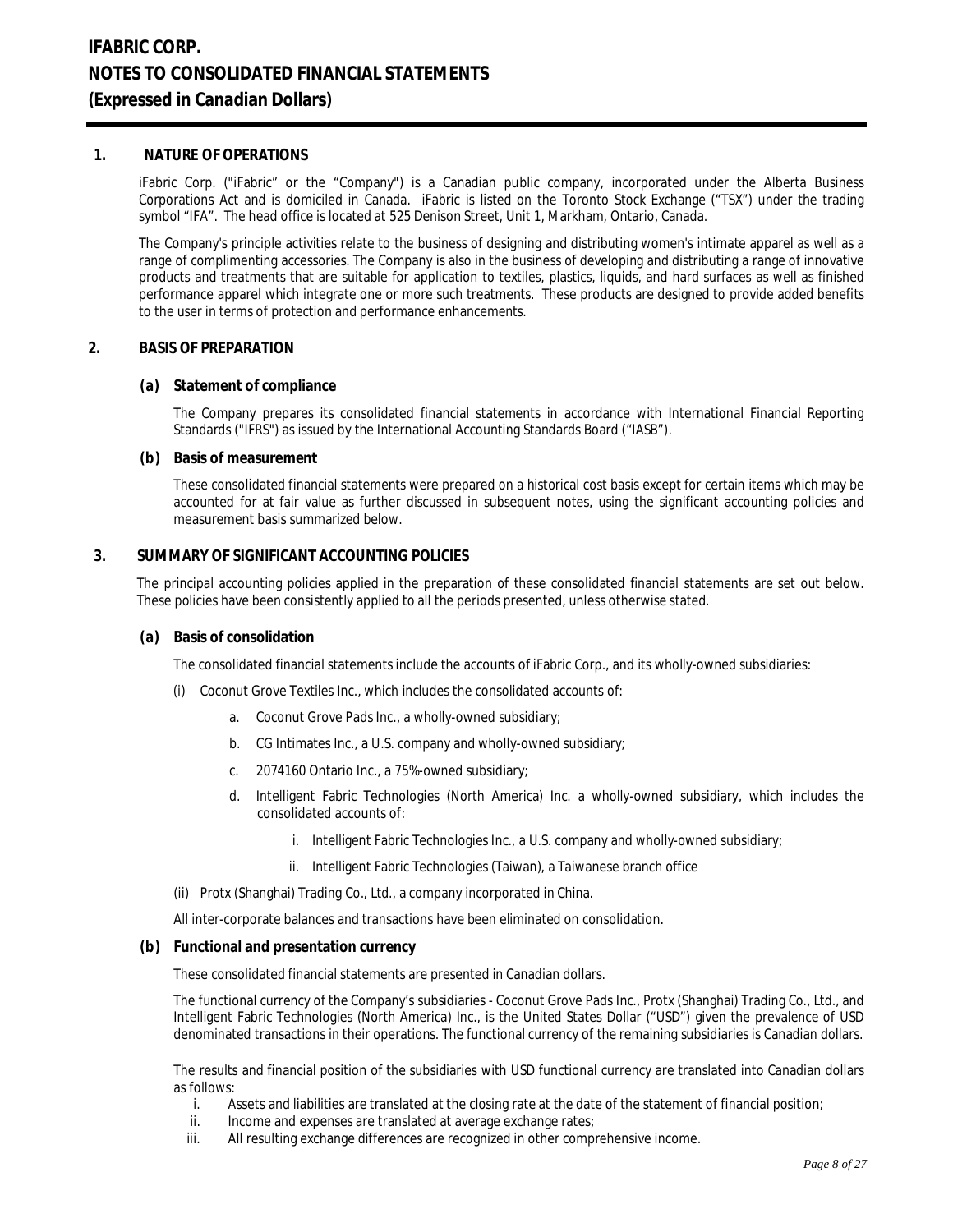# IFABRIC CORP.
# NOTES TO CONSOLIDATED FINANCIAL STATEMENTS
# (Expressed in Canadian Dollars)

## 1. NATURE OF OPERATIONS

iFabric Corp. ("iFabric" or the "Company") is a Canadian public company, incorporated under the Alberta Business Corporations Act and is domiciled in Canada. iFabric is listed on the Toronto Stock Exchange ("TSX") under the trading symbol "IFA". The head office is located at 525 Denison Street, Unit 1, Markham, Ontario, Canada.

The Company's principle activities relate to the business of designing and distributing women's intimate apparel as well as a range of complimenting accessories. The Company is also in the business of developing and distributing a range of innovative products and treatments that are suitable for application to textiles, plastics, liquids, and hard surfaces as well as finished performance apparel which integrate one or more such treatments. These products are designed to provide added benefits to the user in terms of protection and performance enhancements.

## 2. BASIS OF PREPARATION

### (a) Statement of compliance

The Company prepares its consolidated financial statements in accordance with International Financial Reporting Standards ("IFRS") as issued by the International Accounting Standards Board ("IASB").

### (b) Basis of measurement

These consolidated financial statements were prepared on a historical cost basis except for certain items which may be accounted for at fair value as further discussed in subsequent notes, using the significant accounting policies and measurement basis summarized below.

## 3. SUMMARY OF SIGNIFICANT ACCOUNTING POLICIES

The principal accounting policies applied in the preparation of these consolidated financial statements are set out below. These policies have been consistently applied to all the periods presented, unless otherwise stated.

### (a) Basis of consolidation

The consolidated financial statements include the accounts of iFabric Corp., and its wholly-owned subsidiaries:

(i) Coconut Grove Textiles Inc., which includes the consolidated accounts of:

- a. Coconut Grove Pads Inc., a wholly-owned subsidiary;
- b. CG Intimates Inc., a U.S. company and wholly-owned subsidiary;
- c. 2074160 Ontario Inc., a 75%-owned subsidiary;
- d. Intelligent Fabric Technologies (North America) Inc. a wholly-owned subsidiary, which includes the consolidated accounts of:
  - i. Intelligent Fabric Technologies Inc., a U.S. company and wholly-owned subsidiary;
  - ii. Intelligent Fabric Technologies (Taiwan), a Taiwanese branch office

(ii) Protx (Shanghai) Trading Co., Ltd., a company incorporated in China.

All inter-corporate balances and transactions have been eliminated on consolidation.

### (b) Functional and presentation currency

These consolidated financial statements are presented in Canadian dollars.

The functional currency of the Company's subsidiaries - Coconut Grove Pads Inc., Protx (Shanghai) Trading Co., Ltd., and Intelligent Fabric Technologies (North America) Inc., is the United States Dollar ("USD") given the prevalence of USD denominated transactions in their operations. The functional currency of the remaining subsidiaries is Canadian dollars.

The results and financial position of the subsidiaries with USD functional currency are translated into Canadian dollars as follows:

- i. Assets and liabilities are translated at the closing rate at the date of the statement of financial position;
- ii. Income and expenses are translated at average exchange rates;
- iii. All resulting exchange differences are recognized in other comprehensive income.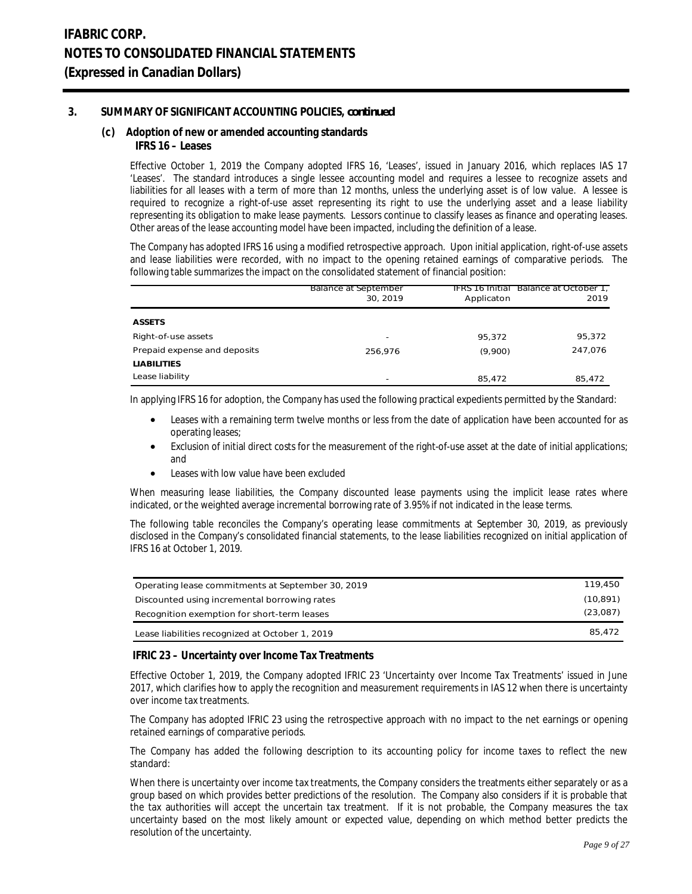## 3. SUMMARY OF SIGNIFICANT ACCOUNTING POLICIES, *continued*

### (c) Adoption of new or amended accounting standards

**IFRS 16 – Leases**

Effective October 1, 2019 the Company adopted IFRS 16, 'Leases', issued in January 2016, which replaces IAS 17 'Leases'. The standard introduces a single lessee accounting model and requires a lessee to recognize assets and liabilities for all leases with a term of more than 12 months, unless the underlying asset is of low value. A lessee is required to recognize a right-of-use asset representing its right to use the underlying asset and a lease liability representing its obligation to make lease payments. Lessors continue to classify leases as finance and operating leases. Other areas of the lease accounting model have been impacted, including the definition of a lease.

The Company has adopted IFRS 16 using a modified retrospective approach. Upon initial application, right-of-use assets and lease liabilities were recorded, with no impact to the opening retained earnings of comparative periods. The following table summarizes the impact on the consolidated statement of financial position:

| | Balance at September 30, 2019 | IFRS 16 Initial Applicaton | Balance at October 1, 2019 |
|---|---|---|---|
| **ASSETS** | | | |
| Right-of-use assets | - | 95,372 | 95,372 |
| Prepaid expense and deposits | 256,976 | (9,900) | 247,076 |
| **LIABILITIES** | | | |
| Lease liability | - | 85,472 | 85,472 |

In applying IFRS 16 for adoption, the Company has used the following practical expedients permitted by the Standard:

- Leases with a remaining term twelve months or less from the date of application have been accounted for as operating leases;
- Exclusion of initial direct costs for the measurement of the right-of-use asset at the date of initial applications; and
- Leases with low value have been excluded

When measuring lease liabilities, the Company discounted lease payments using the implicit lease rates where indicated, or the weighted average incremental borrowing rate of 3.95% if not indicated in the lease terms.

The following table reconciles the Company's operating lease commitments at September 30, 2019, as previously disclosed in the Company's consolidated financial statements, to the lease liabilities recognized on initial application of IFRS 16 at October 1, 2019.

| | |
|---|---|
| Operating lease commitments at September 30, 2019 | 119,450 |
| Discounted using incremental borrowing rates | (10,891) |
| Recognition exemption for short-term leases | (23,087) |
| Lease liabilities recognized at October 1, 2019 | 85,472 |

**IFRIC 23 – Uncertainty over Income Tax Treatments**

Effective October 1, 2019, the Company adopted IFRIC 23 'Uncertainty over Income Tax Treatments' issued in June 2017, which clarifies how to apply the recognition and measurement requirements in IAS 12 when there is uncertainty over income tax treatments.

The Company has adopted IFRIC 23 using the retrospective approach with no impact to the net earnings or opening retained earnings of comparative periods.

The Company has added the following description to its accounting policy for income taxes to reflect the new standard:

When there is uncertainty over income tax treatments, the Company considers the treatments either separately or as a group based on which provides better predictions of the resolution. The Company also considers if it is probable that the tax authorities will accept the uncertain tax treatment. If it is not probable, the Company measures the tax uncertainty based on the most likely amount or expected value, depending on which method better predicts the resolution of the uncertainty.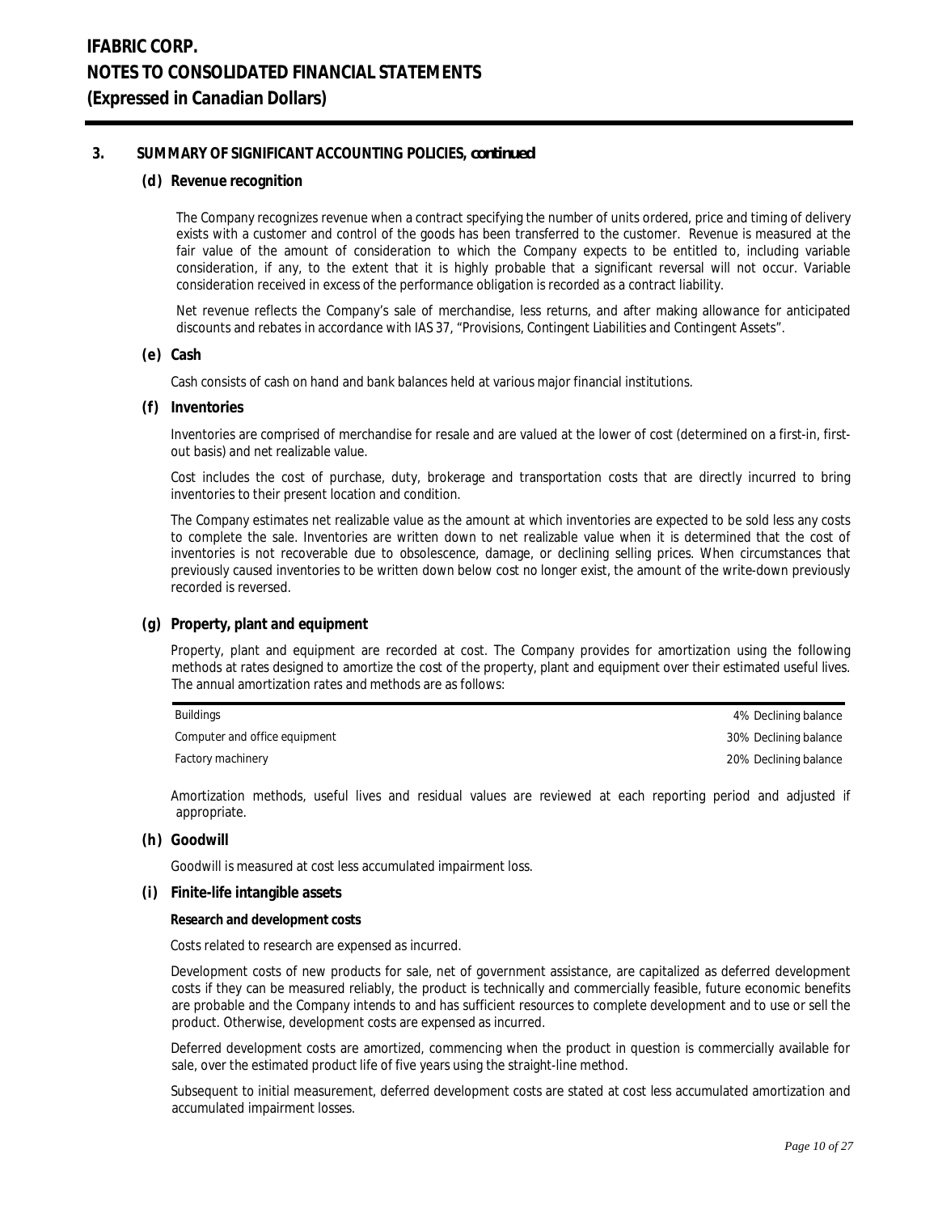## 3. SUMMARY OF SIGNIFICANT ACCOUNTING POLICIES, *continued*

### (d) Revenue recognition

The Company recognizes revenue when a contract specifying the number of units ordered, price and timing of delivery exists with a customer and control of the goods has been transferred to the customer. Revenue is measured at the fair value of the amount of consideration to which the Company expects to be entitled to, including variable consideration, if any, to the extent that it is highly probable that a significant reversal will not occur. Variable consideration received in excess of the performance obligation is recorded as a contract liability.

Net revenue reflects the Company's sale of merchandise, less returns, and after making allowance for anticipated discounts and rebates in accordance with IAS 37, "Provisions, Contingent Liabilities and Contingent Assets".

### (e) Cash

Cash consists of cash on hand and bank balances held at various major financial institutions.

### (f) Inventories

Inventories are comprised of merchandise for resale and are valued at the lower of cost (determined on a first-in, first-out basis) and net realizable value.

Cost includes the cost of purchase, duty, brokerage and transportation costs that are directly incurred to bring inventories to their present location and condition.

The Company estimates net realizable value as the amount at which inventories are expected to be sold less any costs to complete the sale. Inventories are written down to net realizable value when it is determined that the cost of inventories is not recoverable due to obsolescence, damage, or declining selling prices. When circumstances that previously caused inventories to be written down below cost no longer exist, the amount of the write-down previously recorded is reversed.

### (g) Property, plant and equipment

Property, plant and equipment are recorded at cost. The Company provides for amortization using the following methods at rates designed to amortize the cost of the property, plant and equipment over their estimated useful lives. The annual amortization rates and methods are as follows:

| | |
|---|---|
| Buildings | 4% Declining balance |
| Computer and office equipment | 30% Declining balance |
| Factory machinery | 20% Declining balance |

Amortization methods, useful lives and residual values are reviewed at each reporting period and adjusted if appropriate.

### (h) Goodwill

Goodwill is measured at cost less accumulated impairment loss.

### (i) Finite-life intangible assets

**Research and development costs**

Costs related to research are expensed as incurred.

Development costs of new products for sale, net of government assistance, are capitalized as deferred development costs if they can be measured reliably, the product is technically and commercially feasible, future economic benefits are probable and the Company intends to and has sufficient resources to complete development and to use or sell the product. Otherwise, development costs are expensed as incurred.

Deferred development costs are amortized, commencing when the product in question is commercially available for sale, over the estimated product life of five years using the straight-line method.

Subsequent to initial measurement, deferred development costs are stated at cost less accumulated amortization and accumulated impairment losses.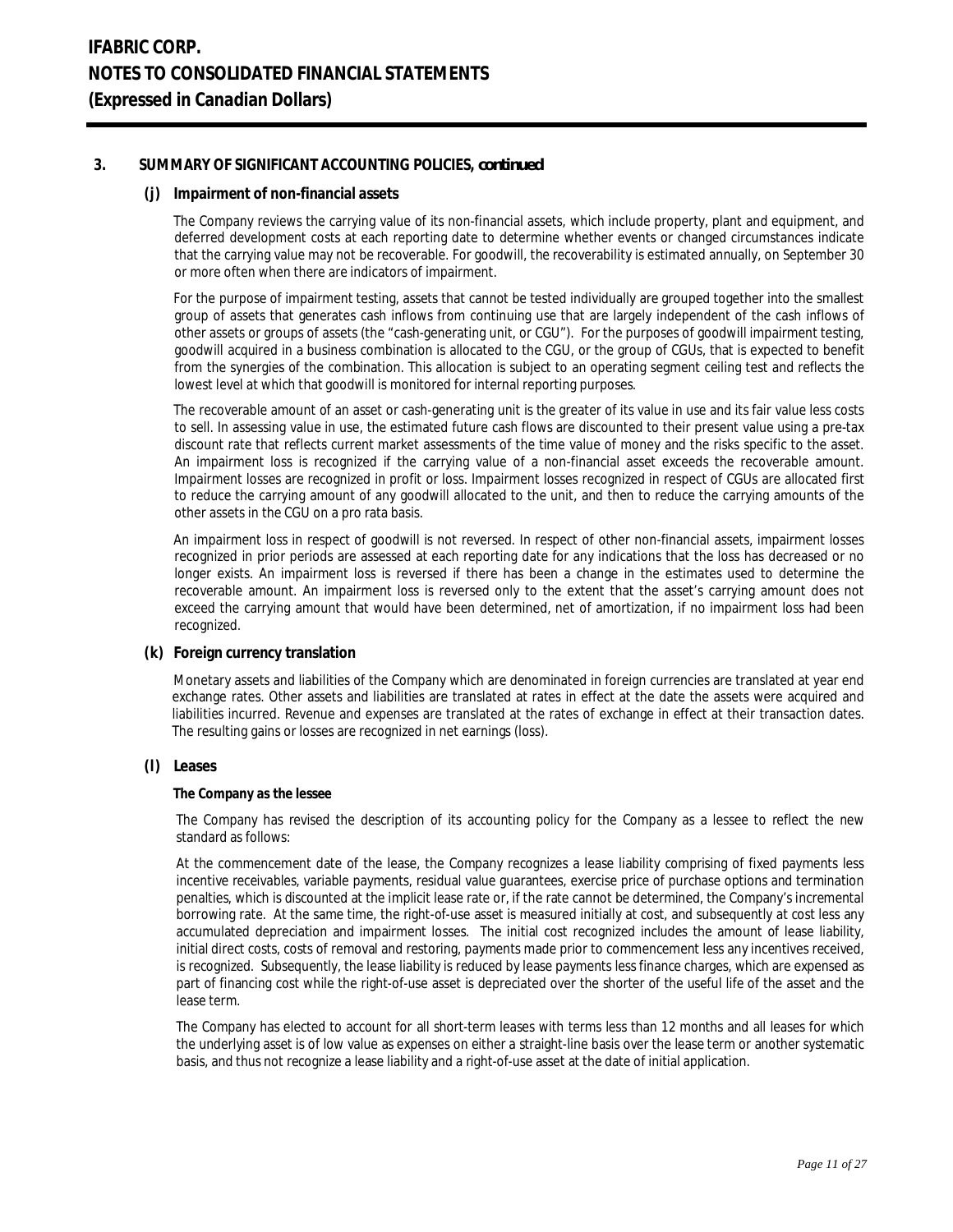## 3. SUMMARY OF SIGNIFICANT ACCOUNTING POLICIES, *continued*

### (j) Impairment of non-financial assets

The Company reviews the carrying value of its non-financial assets, which include property, plant and equipment, and deferred development costs at each reporting date to determine whether events or changed circumstances indicate that the carrying value may not be recoverable. For goodwill, the recoverability is estimated annually, on September 30 or more often when there are indicators of impairment.

For the purpose of impairment testing, assets that cannot be tested individually are grouped together into the smallest group of assets that generates cash inflows from continuing use that are largely independent of the cash inflows of other assets or groups of assets (the "cash-generating unit, or CGU"). For the purposes of goodwill impairment testing, goodwill acquired in a business combination is allocated to the CGU, or the group of CGUs, that is expected to benefit from the synergies of the combination. This allocation is subject to an operating segment ceiling test and reflects the lowest level at which that goodwill is monitored for internal reporting purposes.

The recoverable amount of an asset or cash-generating unit is the greater of its value in use and its fair value less costs to sell. In assessing value in use, the estimated future cash flows are discounted to their present value using a pre-tax discount rate that reflects current market assessments of the time value of money and the risks specific to the asset. An impairment loss is recognized if the carrying value of a non-financial asset exceeds the recoverable amount. Impairment losses are recognized in profit or loss. Impairment losses recognized in respect of CGUs are allocated first to reduce the carrying amount of any goodwill allocated to the unit, and then to reduce the carrying amounts of the other assets in the CGU on a pro rata basis.

An impairment loss in respect of goodwill is not reversed. In respect of other non-financial assets, impairment losses recognized in prior periods are assessed at each reporting date for any indications that the loss has decreased or no longer exists. An impairment loss is reversed if there has been a change in the estimates used to determine the recoverable amount. An impairment loss is reversed only to the extent that the asset's carrying amount does not exceed the carrying amount that would have been determined, net of amortization, if no impairment loss had been recognized.

### (k) Foreign currency translation

Monetary assets and liabilities of the Company which are denominated in foreign currencies are translated at year end exchange rates. Other assets and liabilities are translated at rates in effect at the date the assets were acquired and liabilities incurred. Revenue and expenses are translated at the rates of exchange in effect at their transaction dates. The resulting gains or losses are recognized in net earnings (loss).

### (l) Leases

**The Company as the lessee**

The Company has revised the description of its accounting policy for the Company as a lessee to reflect the new standard as follows:

At the commencement date of the lease, the Company recognizes a lease liability comprising of fixed payments less incentive receivables, variable payments, residual value guarantees, exercise price of purchase options and termination penalties, which is discounted at the implicit lease rate or, if the rate cannot be determined, the Company's incremental borrowing rate. At the same time, the right-of-use asset is measured initially at cost, and subsequently at cost less any accumulated depreciation and impairment losses. The initial cost recognized includes the amount of lease liability, initial direct costs, costs of removal and restoring, payments made prior to commencement less any incentives received, is recognized. Subsequently, the lease liability is reduced by lease payments less finance charges, which are expensed as part of financing cost while the right-of-use asset is depreciated over the shorter of the useful life of the asset and the lease term.

The Company has elected to account for all short-term leases with terms less than 12 months and all leases for which the underlying asset is of low value as expenses on either a straight-line basis over the lease term or another systematic basis, and thus not recognize a lease liability and a right-of-use asset at the date of initial application.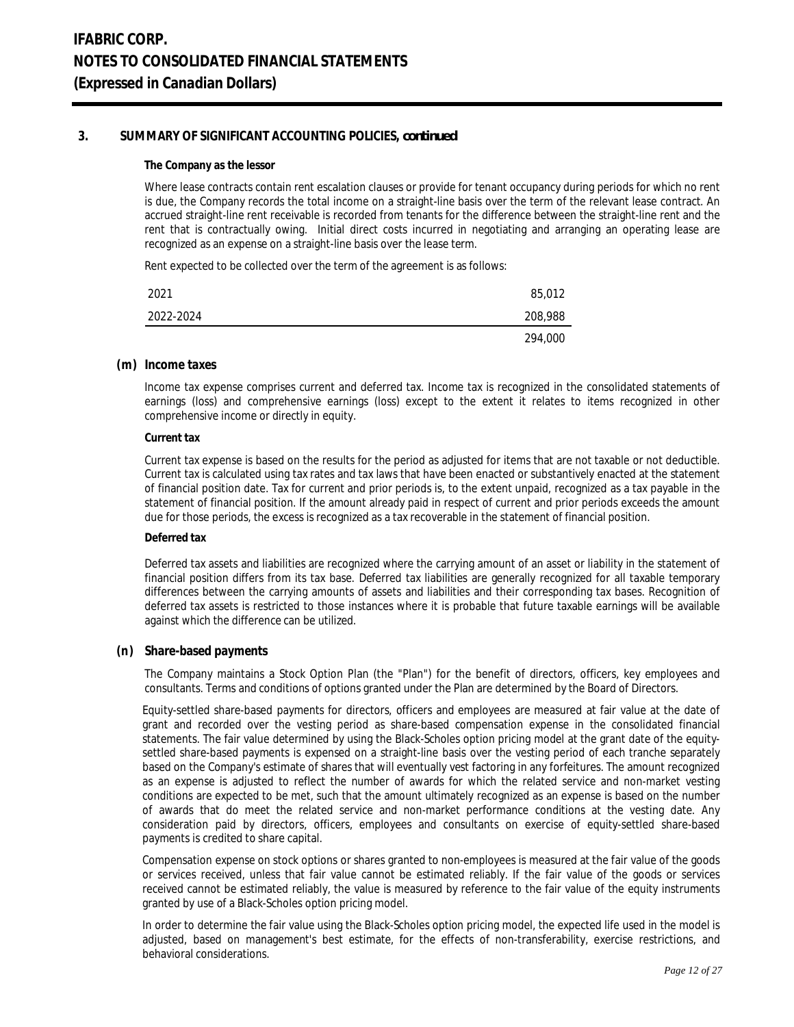## 3. SUMMARY OF SIGNIFICANT ACCOUNTING POLICIES, *continued*

**The Company as the lessor**

Where lease contracts contain rent escalation clauses or provide for tenant occupancy during periods for which no rent is due, the Company records the total income on a straight-line basis over the term of the relevant lease contract. An accrued straight-line rent receivable is recorded from tenants for the difference between the straight-line rent and the rent that is contractually owing. Initial direct costs incurred in negotiating and arranging an operating lease are recognized as an expense on a straight-line basis over the lease term.

Rent expected to be collected over the term of the agreement is as follows:

| | |
|---|---|
| 2021 | 85,012 |
| 2022-2024 | 208,988 |
| | 294,000 |

### (m) Income taxes

Income tax expense comprises current and deferred tax. Income tax is recognized in the consolidated statements of earnings (loss) and comprehensive earnings (loss) except to the extent it relates to items recognized in other comprehensive income or directly in equity.

**Current tax**

Current tax expense is based on the results for the period as adjusted for items that are not taxable or not deductible. Current tax is calculated using tax rates and tax laws that have been enacted or substantively enacted at the statement of financial position date. Tax for current and prior periods is, to the extent unpaid, recognized as a tax payable in the statement of financial position. If the amount already paid in respect of current and prior periods exceeds the amount due for those periods, the excess is recognized as a tax recoverable in the statement of financial position.

**Deferred tax**

Deferred tax assets and liabilities are recognized where the carrying amount of an asset or liability in the statement of financial position differs from its tax base. Deferred tax liabilities are generally recognized for all taxable temporary differences between the carrying amounts of assets and liabilities and their corresponding tax bases. Recognition of deferred tax assets is restricted to those instances where it is probable that future taxable earnings will be available against which the difference can be utilized.

### (n) Share-based payments

The Company maintains a Stock Option Plan (the "Plan") for the benefit of directors, officers, key employees and consultants. Terms and conditions of options granted under the Plan are determined by the Board of Directors.

Equity-settled share-based payments for directors, officers and employees are measured at fair value at the date of grant and recorded over the vesting period as share-based compensation expense in the consolidated financial statements. The fair value determined by using the Black-Scholes option pricing model at the grant date of the equity-settled share-based payments is expensed on a straight-line basis over the vesting period of each tranche separately based on the Company's estimate of shares that will eventually vest factoring in any forfeitures. The amount recognized as an expense is adjusted to reflect the number of awards for which the related service and non-market vesting conditions are expected to be met, such that the amount ultimately recognized as an expense is based on the number of awards that do meet the related service and non-market performance conditions at the vesting date. Any consideration paid by directors, officers, employees and consultants on exercise of equity-settled share-based payments is credited to share capital.

Compensation expense on stock options or shares granted to non-employees is measured at the fair value of the goods or services received, unless that fair value cannot be estimated reliably. If the fair value of the goods or services received cannot be estimated reliably, the value is measured by reference to the fair value of the equity instruments granted by use of a Black-Scholes option pricing model.

In order to determine the fair value using the Black-Scholes option pricing model, the expected life used in the model is adjusted, based on management's best estimate, for the effects of non-transferability, exercise restrictions, and behavioral considerations.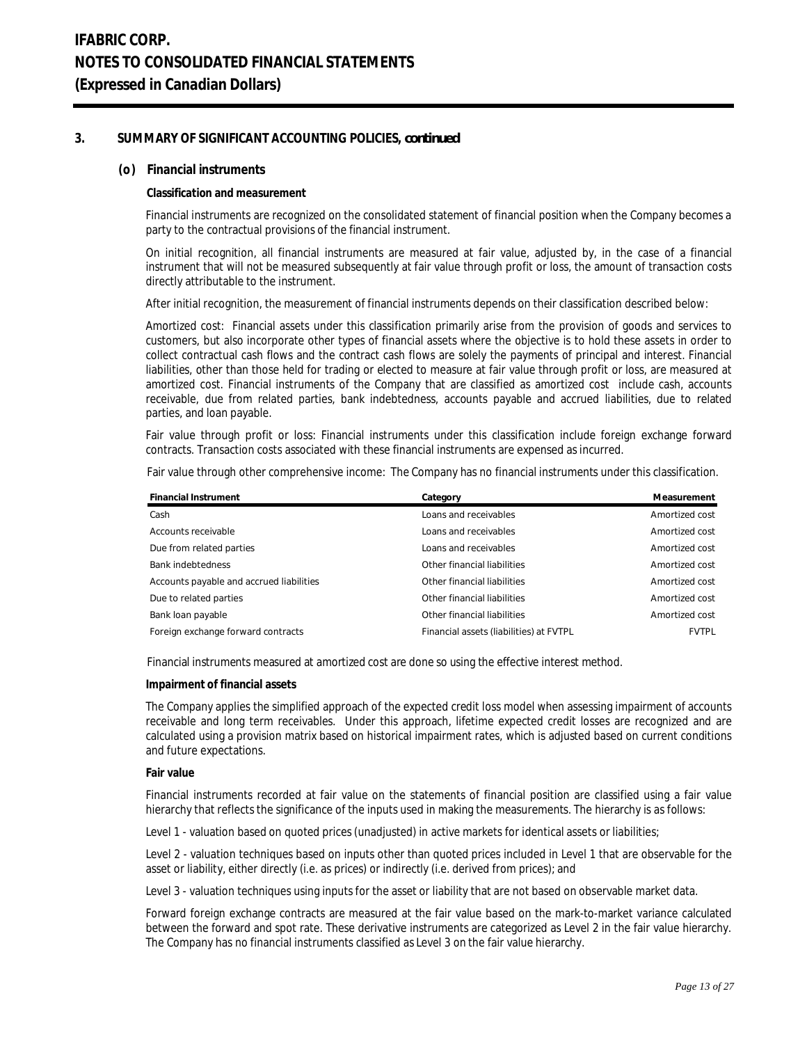## 3. SUMMARY OF SIGNIFICANT ACCOUNTING POLICIES, *continued*

### (o) Financial instruments

**Classification and measurement**

Financial instruments are recognized on the consolidated statement of financial position when the Company becomes a party to the contractual provisions of the financial instrument.

On initial recognition, all financial instruments are measured at fair value, adjusted by, in the case of a financial instrument that will not be measured subsequently at fair value through profit or loss, the amount of transaction costs directly attributable to the instrument.

After initial recognition, the measurement of financial instruments depends on their classification described below:

Amortized cost: Financial assets under this classification primarily arise from the provision of goods and services to customers, but also incorporate other types of financial assets where the objective is to hold these assets in order to collect contractual cash flows and the contract cash flows are solely the payments of principal and interest. Financial liabilities, other than those held for trading or elected to measure at fair value through profit or loss, are measured at amortized cost. Financial instruments of the Company that are classified as amortized cost include cash, accounts receivable, due from related parties, bank indebtedness, accounts payable and accrued liabilities, due to related parties, and loan payable.

Fair value through profit or loss: Financial instruments under this classification include foreign exchange forward contracts. Transaction costs associated with these financial instruments are expensed as incurred.

Fair value through other comprehensive income: The Company has no financial instruments under this classification.

| Financial Instrument | Category | Measurement |
|---|---|---|
| Cash | Loans and receivables | Amortized cost |
| Accounts receivable | Loans and receivables | Amortized cost |
| Due from related parties | Loans and receivables | Amortized cost |
| Bank indebtedness | Other financial liabilities | Amortized cost |
| Accounts payable and accrued liabilities | Other financial liabilities | Amortized cost |
| Due to related parties | Other financial liabilities | Amortized cost |
| Bank loan payable | Other financial liabilities | Amortized cost |
| Foreign exchange forward contracts | Financial assets (liabilities) at FVTPL | FVTPL |

Financial instruments measured at amortized cost are done so using the effective interest method.

**Impairment of financial assets**

The Company applies the simplified approach of the expected credit loss model when assessing impairment of accounts receivable and long term receivables. Under this approach, lifetime expected credit losses are recognized and are calculated using a provision matrix based on historical impairment rates, which is adjusted based on current conditions and future expectations.

**Fair value**

Financial instruments recorded at fair value on the statements of financial position are classified using a fair value hierarchy that reflects the significance of the inputs used in making the measurements. The hierarchy is as follows:

Level 1 - valuation based on quoted prices (unadjusted) in active markets for identical assets or liabilities;

Level 2 - valuation techniques based on inputs other than quoted prices included in Level 1 that are observable for the asset or liability, either directly (i.e. as prices) or indirectly (i.e. derived from prices); and

Level 3 - valuation techniques using inputs for the asset or liability that are not based on observable market data.

Forward foreign exchange contracts are measured at the fair value based on the mark-to-market variance calculated between the forward and spot rate. These derivative instruments are categorized as Level 2 in the fair value hierarchy. The Company has no financial instruments classified as Level 3 on the fair value hierarchy.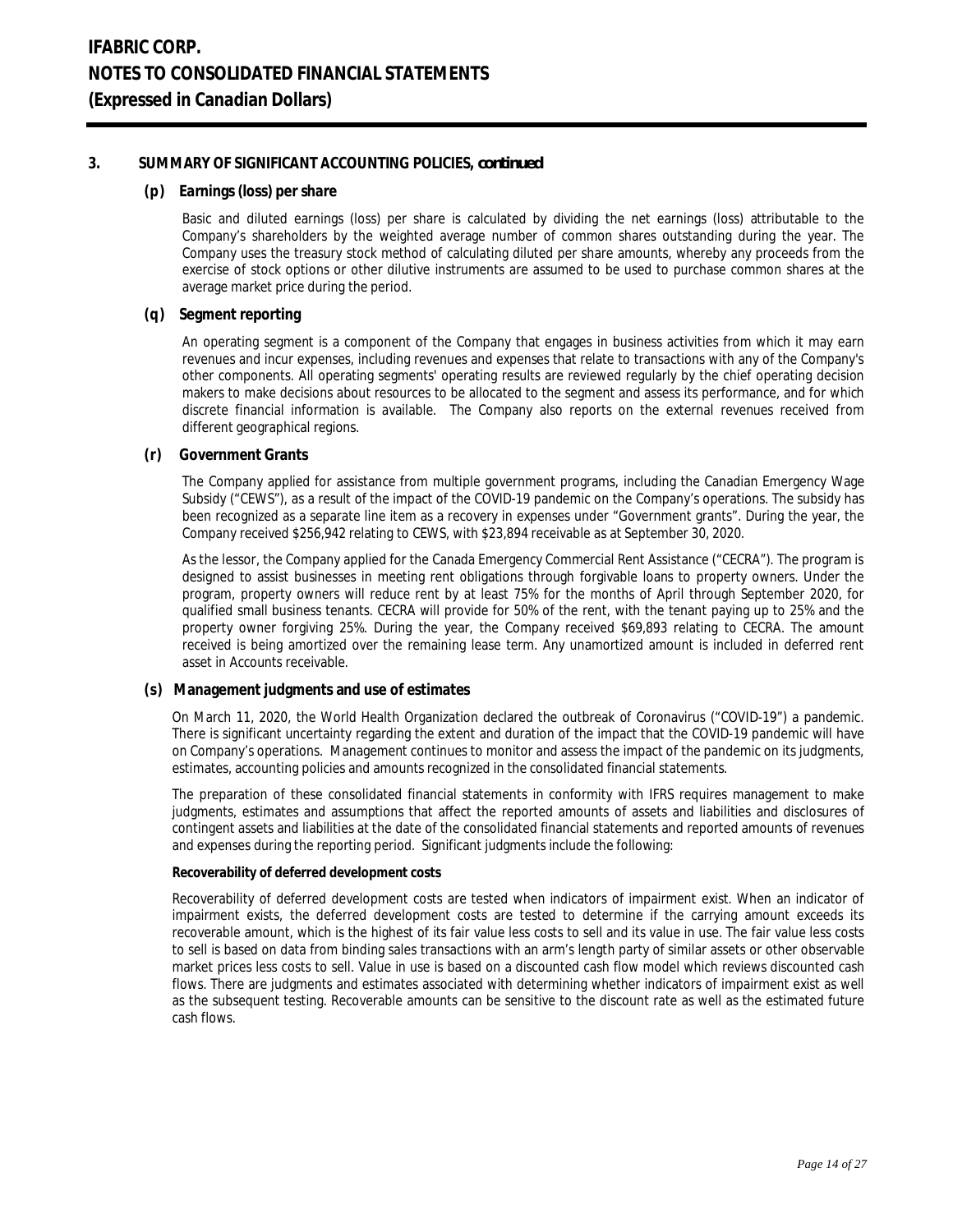# IFABRIC CORP.
# NOTES TO CONSOLIDATED FINANCIAL STATEMENTS
# (Expressed in Canadian Dollars)

## 3. SUMMARY OF SIGNIFICANT ACCOUNTING POLICIES, *continued*

### (p) Earnings (loss) per share

Basic and diluted earnings (loss) per share is calculated by dividing the net earnings (loss) attributable to the Company's shareholders by the weighted average number of common shares outstanding during the year. The Company uses the treasury stock method of calculating diluted per share amounts, whereby any proceeds from the exercise of stock options or other dilutive instruments are assumed to be used to purchase common shares at the average market price during the period.

### (q) Segment reporting

An operating segment is a component of the Company that engages in business activities from which it may earn revenues and incur expenses, including revenues and expenses that relate to transactions with any of the Company's other components. All operating segments' operating results are reviewed regularly by the chief operating decision makers to make decisions about resources to be allocated to the segment and assess its performance, and for which discrete financial information is available. The Company also reports on the external revenues received from different geographical regions.

### (r) Government Grants

The Company applied for assistance from multiple government programs, including the Canadian Emergency Wage Subsidy ("CEWS"), as a result of the impact of the COVID-19 pandemic on the Company's operations. The subsidy has been recognized as a separate line item as a recovery in expenses under "Government grants". During the year, the Company received $256,942 relating to CEWS, with $23,894 receivable as at September 30, 2020.

As the lessor, the Company applied for the Canada Emergency Commercial Rent Assistance ("CECRA"). The program is designed to assist businesses in meeting rent obligations through forgivable loans to property owners. Under the program, property owners will reduce rent by at least 75% for the months of April through September 2020, for qualified small business tenants. CECRA will provide for 50% of the rent, with the tenant paying up to 25% and the property owner forgiving 25%. During the year, the Company received $69,893 relating to CECRA. The amount received is being amortized over the remaining lease term. Any unamortized amount is included in deferred rent asset in Accounts receivable.

### (s) Management judgments and use of estimates

On March 11, 2020, the World Health Organization declared the outbreak of Coronavirus ("COVID-19") a pandemic. There is significant uncertainty regarding the extent and duration of the impact that the COVID-19 pandemic will have on Company's operations. Management continues to monitor and assess the impact of the pandemic on its judgments, estimates, accounting policies and amounts recognized in the consolidated financial statements.

The preparation of these consolidated financial statements in conformity with IFRS requires management to make judgments, estimates and assumptions that affect the reported amounts of assets and liabilities and disclosures of contingent assets and liabilities at the date of the consolidated financial statements and reported amounts of revenues and expenses during the reporting period. Significant judgments include the following:

**Recoverability of deferred development costs**

Recoverability of deferred development costs are tested when indicators of impairment exist. When an indicator of impairment exists, the deferred development costs are tested to determine if the carrying amount exceeds its recoverable amount, which is the highest of its fair value less costs to sell and its value in use. The fair value less costs to sell is based on data from binding sales transactions with an arm's length party of similar assets or other observable market prices less costs to sell. Value in use is based on a discounted cash flow model which reviews discounted cash flows. There are judgments and estimates associated with determining whether indicators of impairment exist as well as the subsequent testing. Recoverable amounts can be sensitive to the discount rate as well as the estimated future cash flows.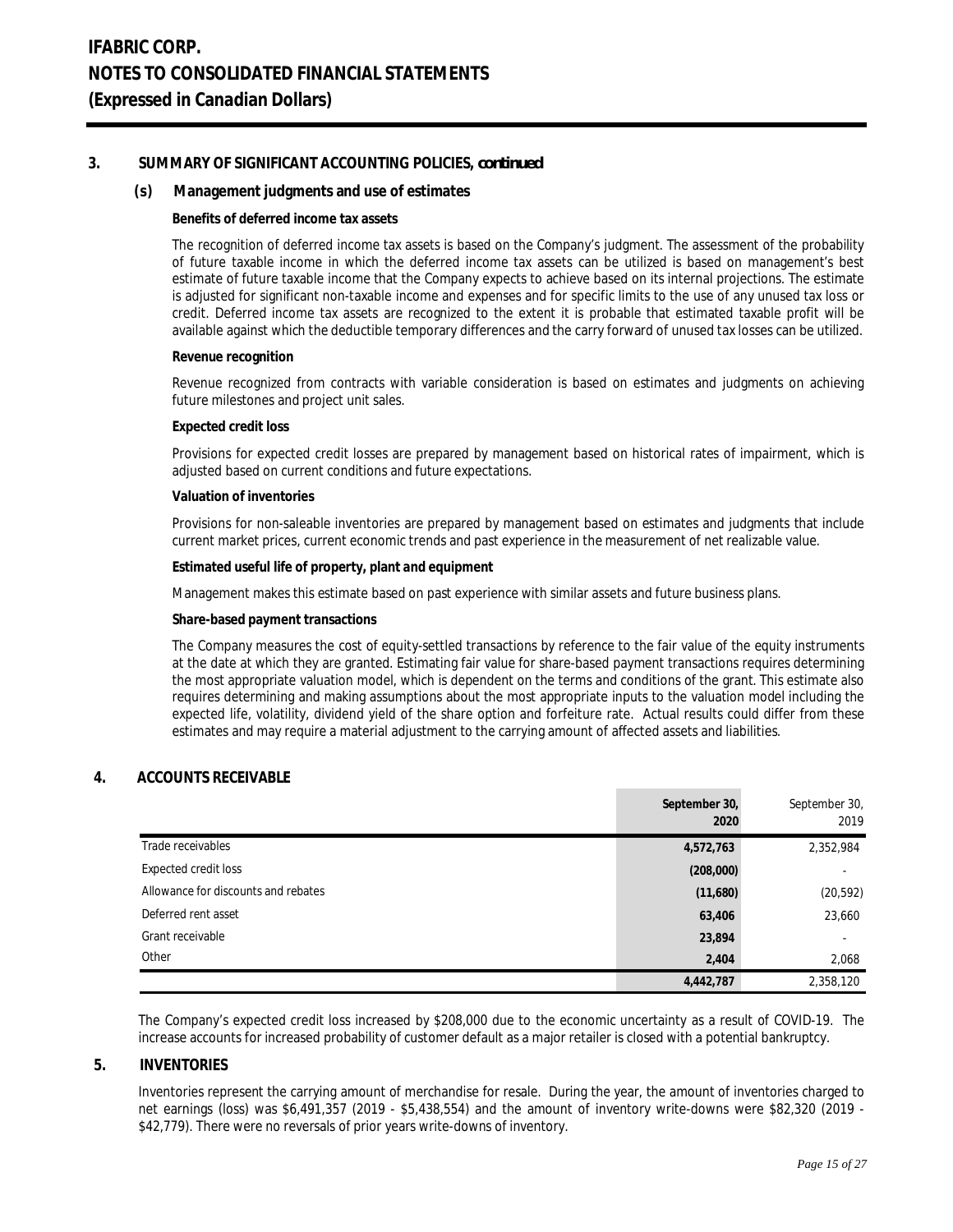# IFABRIC CORP.
# NOTES TO CONSOLIDATED FINANCIAL STATEMENTS
# (Expressed in Canadian Dollars)

## 3. SUMMARY OF SIGNIFICANT ACCOUNTING POLICIES, *continued*

### (s) Management judgments and use of estimates

**Benefits of deferred income tax assets**

The recognition of deferred income tax assets is based on the Company's judgment. The assessment of the probability of future taxable income in which the deferred income tax assets can be utilized is based on management's best estimate of future taxable income that the Company expects to achieve based on its internal projections. The estimate is adjusted for significant non-taxable income and expenses and for specific limits to the use of any unused tax loss or credit. Deferred income tax assets are recognized to the extent it is probable that estimated taxable profit will be available against which the deductible temporary differences and the carry forward of unused tax losses can be utilized.

**Revenue recognition**

Revenue recognized from contracts with variable consideration is based on estimates and judgments on achieving future milestones and project unit sales.

**Expected credit loss**

Provisions for expected credit losses are prepared by management based on historical rates of impairment, which is adjusted based on current conditions and future expectations.

**Valuation of inventories**

Provisions for non-saleable inventories are prepared by management based on estimates and judgments that include current market prices, current economic trends and past experience in the measurement of net realizable value.

**Estimated useful life of property, plant and equipment**

Management makes this estimate based on past experience with similar assets and future business plans.

**Share-based payment transactions**

The Company measures the cost of equity-settled transactions by reference to the fair value of the equity instruments at the date at which they are granted. Estimating fair value for share-based payment transactions requires determining the most appropriate valuation model, which is dependent on the terms and conditions of the grant. This estimate also requires determining and making assumptions about the most appropriate inputs to the valuation model including the expected life, volatility, dividend yield of the share option and forfeiture rate. Actual results could differ from these estimates and may require a material adjustment to the carrying amount of affected assets and liabilities.

## 4. ACCOUNTS RECEIVABLE

| | **September 30, 2020** | September 30, 2019 |
|---|---|---|
| Trade receivables | **4,572,763** | 2,352,984 |
| Expected credit loss | **(208,000)** | - |
| Allowance for discounts and rebates | **(11,680)** | (20,592) |
| Deferred rent asset | **63,406** | 23,660 |
| Grant receivable | **23,894** | - |
| Other | **2,404** | 2,068 |
| | **4,442,787** | 2,358,120 |

The Company's expected credit loss increased by $208,000 due to the economic uncertainty as a result of COVID-19. The increase accounts for increased probability of customer default as a major retailer is closed with a potential bankruptcy.

## 5. INVENTORIES

Inventories represent the carrying amount of merchandise for resale. During the year, the amount of inventories charged to net earnings (loss) was $6,491,357 (2019 - $5,438,554) and the amount of inventory write-downs were $82,320 (2019 - $42,779). There were no reversals of prior years write-downs of inventory.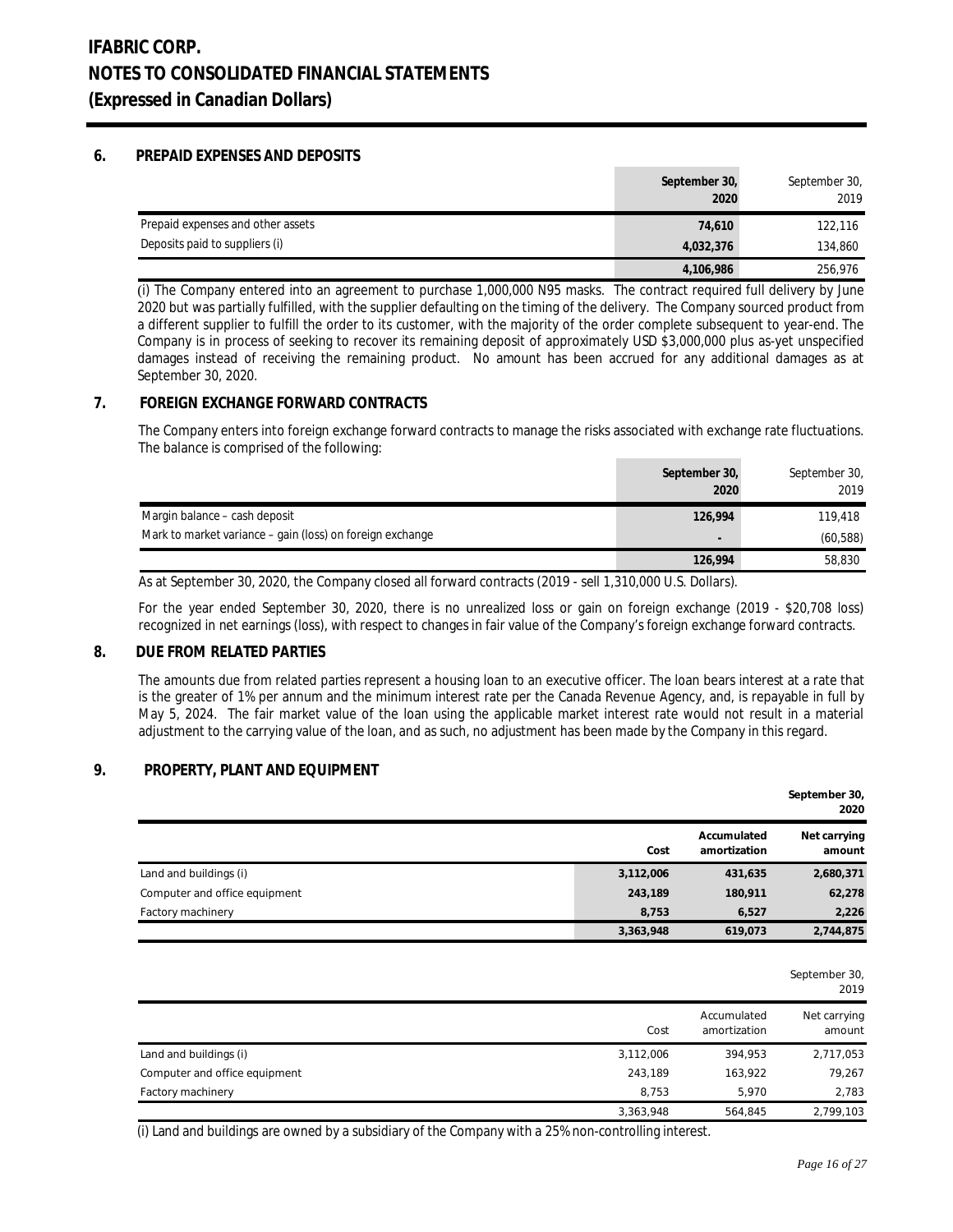## 6. PREPAID EXPENSES AND DEPOSITS

| | September 30, 2020 | September 30, 2019 |
|---|---|---|
| Prepaid expenses and other assets | 74,610 | 122,116 |
| Deposits paid to suppliers (i) | 4,032,376 | 134,860 |
| | 4,106,986 | 256,976 |

(i) The Company entered into an agreement to purchase 1,000,000 N95 masks. The contract required full delivery by June 2020 but was partially fulfilled, with the supplier defaulting on the timing of the delivery. The Company sourced product from a different supplier to fulfill the order to its customer, with the majority of the order complete subsequent to year-end. The Company is in process of seeking to recover its remaining deposit of approximately USD $3,000,000 plus as-yet unspecified damages instead of receiving the remaining product. No amount has been accrued for any additional damages as at September 30, 2020.

## 7. FOREIGN EXCHANGE FORWARD CONTRACTS

The Company enters into foreign exchange forward contracts to manage the risks associated with exchange rate fluctuations. The balance is comprised of the following:

| | September 30, 2020 | September 30, 2019 |
|---|---|---|
| Margin balance – cash deposit | 126,994 | 119,418 |
| Mark to market variance – gain (loss) on foreign exchange | - | (60,588) |
| | 126,994 | 58,830 |

As at September 30, 2020, the Company closed all forward contracts (2019 - sell 1,310,000 U.S. Dollars).

For the year ended September 30, 2020, there is no unrealized loss or gain on foreign exchange (2019 - $20,708 loss) recognized in net earnings (loss), with respect to changes in fair value of the Company's foreign exchange forward contracts.

## 8. DUE FROM RELATED PARTIES

The amounts due from related parties represent a housing loan to an executive officer. The loan bears interest at a rate that is the greater of 1% per annum and the minimum interest rate per the Canada Revenue Agency, and, is repayable in full by May 5, 2024. The fair market value of the loan using the applicable market interest rate would not result in a material adjustment to the carrying value of the loan, and as such, no adjustment has been made by the Company in this regard.

## 9. PROPERTY, PLANT AND EQUIPMENT

| | | | September 30, 2020 |
|---|---|---|---|
| | Cost | Accumulated amortization | Net carrying amount |
| Land and buildings (i) | 3,112,006 | 431,635 | 2,680,371 |
| Computer and office equipment | 243,189 | 180,911 | 62,278 |
| Factory machinery | 8,753 | 6,527 | 2,226 |
| | 3,363,948 | 619,073 | 2,744,875 |

| | | | September 30, 2019 |
|---|---|---|---|
| | Cost | Accumulated amortization | Net carrying amount |
| Land and buildings (i) | 3,112,006 | 394,953 | 2,717,053 |
| Computer and office equipment | 243,189 | 163,922 | 79,267 |
| Factory machinery | 8,753 | 5,970 | 2,783 |
| | 3,363,948 | 564,845 | 2,799,103 |

(i) Land and buildings are owned by a subsidiary of the Company with a 25% non-controlling interest.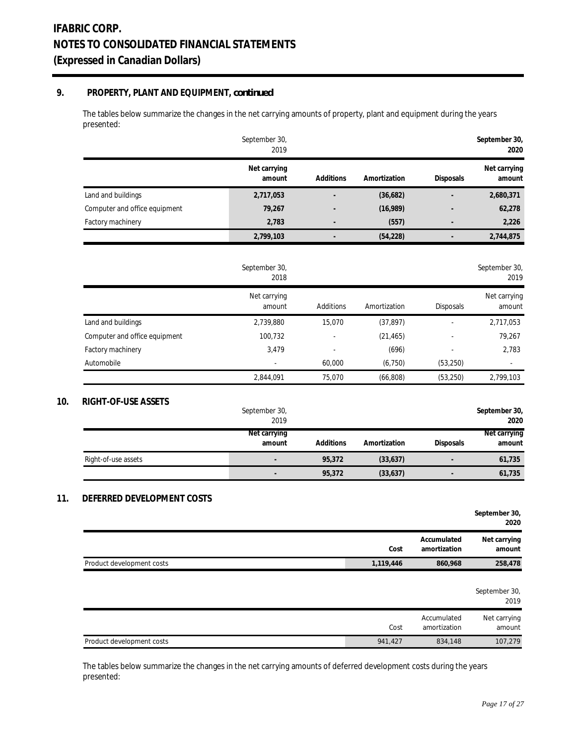## 9. PROPERTY, PLANT AND EQUIPMENT, *continued*

The tables below summarize the changes in the net carrying amounts of property, plant and equipment during the years presented:

| | September 30, 2019 | | | | **September 30, 2020** |
|---|---|---|---|---|---|
| | Net carrying amount | **Additions** | **Amortization** | **Disposals** | **Net carrying amount** |
| Land and buildings | **2,717,053** | **-** | **(36,682)** | **-** | **2,680,371** |
| Computer and office equipment | **79,267** | **-** | **(16,989)** | **-** | **62,278** |
| Factory machinery | **2,783** | **-** | **(557)** | **-** | **2,226** |
| | **2,799,103** | **-** | **(54,228)** | **-** | **2,744,875** |

| | September 30, 2018 | | | | September 30, 2019 |
|---|---|---|---|---|---|
| | Net carrying amount | Additions | Amortization | Disposals | Net carrying amount |
| Land and buildings | 2,739,880 | 15,070 | (37,897) | - | 2,717,053 |
| Computer and office equipment | 100,732 | - | (21,465) | - | 79,267 |
| Factory machinery | 3,479 | - | (696) | - | 2,783 |
| Automobile | - | 60,000 | (6,750) | (53,250) | - |
| | 2,844,091 | 75,070 | (66,808) | (53,250) | 2,799,103 |

## 10. RIGHT-OF-USE ASSETS

| | September 30, 2019 | | | | **September 30, 2020** |
|---|---|---|---|---|---|
| | **Net carrying amount** | **Additions** | **Amortization** | **Disposals** | **Net carrying amount** |
| Right-of-use assets | **-** | **95,372** | **(33,637)** | **-** | **61,735** |
| | **-** | **95,372** | **(33,637)** | **-** | **61,735** |

## 11. DEFERRED DEVELOPMENT COSTS

| | | | **September 30, 2020** |
|---|---|---|---|
| | **Cost** | **Accumulated amortization** | **Net carrying amount** |
| Product development costs | **1,119,446** | **860,968** | **258,478** |

| | | | September 30, 2019 |
|---|---|---|---|
| | Cost | Accumulated amortization | Net carrying amount |
| Product development costs | 941,427 | 834,148 | 107,279 |

The tables below summarize the changes in the net carrying amounts of deferred development costs during the years presented: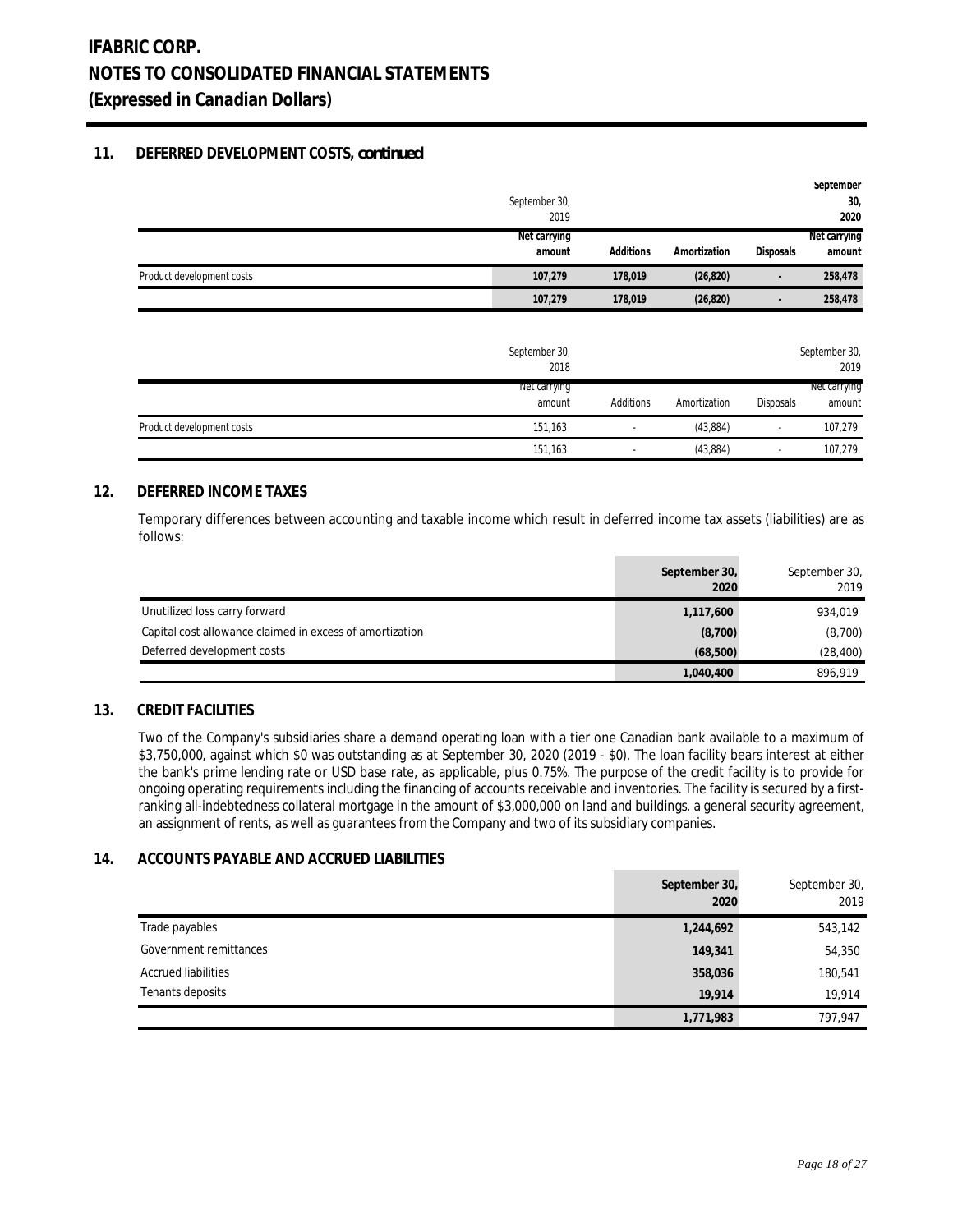## 11. DEFERRED DEVELOPMENT COSTS, *continued*

| | September 30, 2019 | | | | September 30, 2020 |
|---|---|---|---|---|---|
| | **Net carrying amount** | **Additions** | **Amortization** | **Disposals** | **Net carrying amount** |
| Product development costs | **107,279** | **178,019** | **(26,820)** | **-** | **258,478** |
| | **107,279** | **178,019** | **(26,820)** | **-** | **258,478** |

| | September 30, 2018 | | | | September 30, 2019 |
|---|---|---|---|---|---|
| | Net carrying amount | Additions | Amortization | Disposals | Net carrying amount |
| Product development costs | 151,163 | - | (43,884) | - | 107,279 |
| | 151,163 | - | (43,884) | - | 107,279 |

## 12. DEFERRED INCOME TAXES

Temporary differences between accounting and taxable income which result in deferred income tax assets (liabilities) are as follows:

| | **September 30, 2020** | September 30, 2019 |
|---|---|---|
| Unutilized loss carry forward | **1,117,600** | 934,019 |
| Capital cost allowance claimed in excess of amortization | **(8,700)** | (8,700) |
| Deferred development costs | **(68,500)** | (28,400) |
| | **1,040,400** | 896,919 |

## 13. CREDIT FACILITIES

Two of the Company's subsidiaries share a demand operating loan with a tier one Canadian bank available to a maximum of $3,750,000, against which $0 was outstanding as at September 30, 2020 (2019 - $0). The loan facility bears interest at either the bank's prime lending rate or USD base rate, as applicable, plus 0.75%. The purpose of the credit facility is to provide for ongoing operating requirements including the financing of accounts receivable and inventories. The facility is secured by a first-ranking all-indebtedness collateral mortgage in the amount of $3,000,000 on land and buildings, a general security agreement, an assignment of rents, as well as guarantees from the Company and two of its subsidiary companies.

## 14. ACCOUNTS PAYABLE AND ACCRUED LIABILITIES

| | **September 30, 2020** | September 30, 2019 |
|---|---|---|
| Trade payables | **1,244,692** | 543,142 |
| Government remittances | **149,341** | 54,350 |
| Accrued liabilities | **358,036** | 180,541 |
| Tenants deposits | **19,914** | 19,914 |
| | **1,771,983** | 797,947 |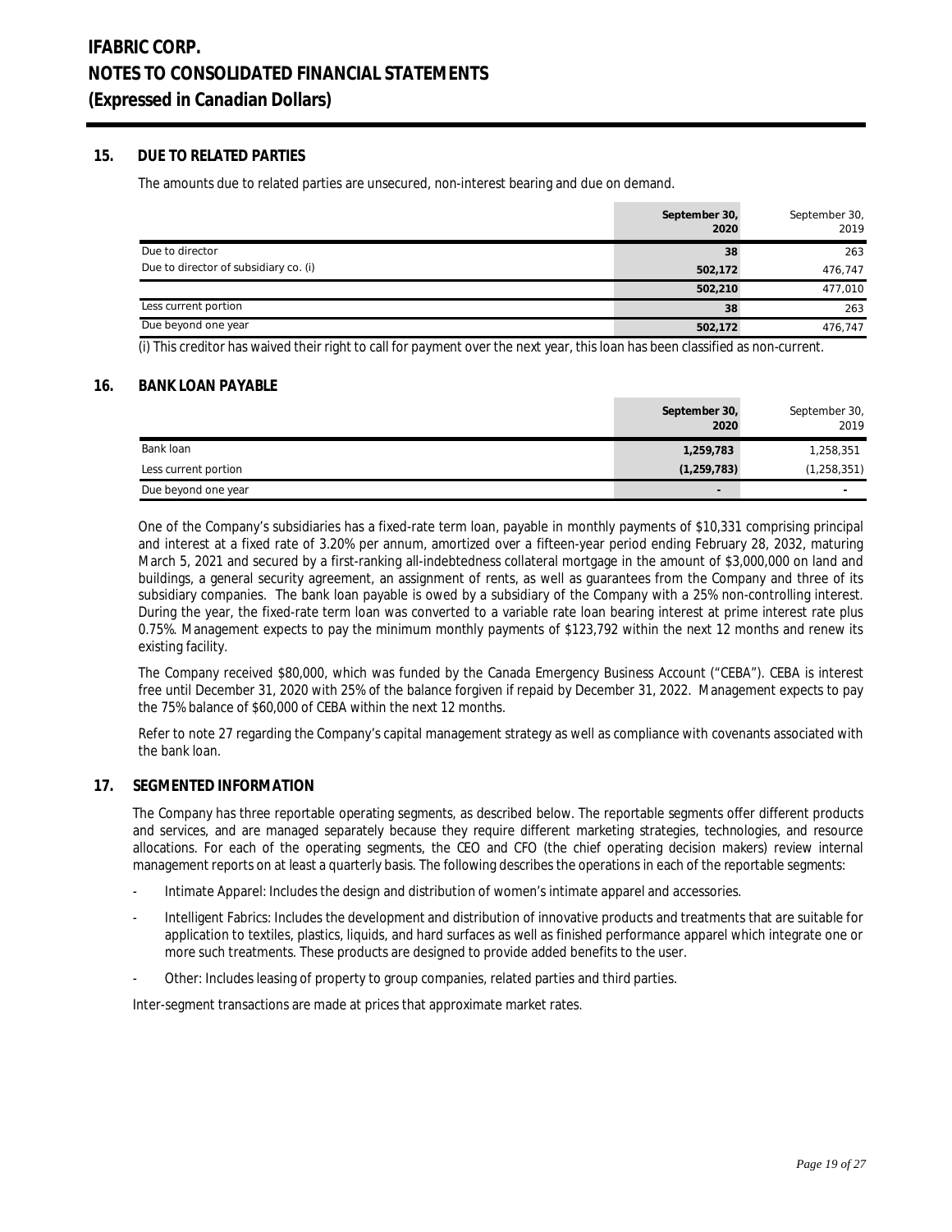## 15. DUE TO RELATED PARTIES

The amounts due to related parties are unsecured, non-interest bearing and due on demand.

| | September 30, 2020 | September 30, 2019 |
|---|---|---|
| Due to director | 38 | 263 |
| Due to director of subsidiary co. (i) | 502,172 | 476,747 |
| | 502,210 | 477,010 |
| Less current portion | 38 | 263 |
| Due beyond one year | 502,172 | 476,747 |

(i) This creditor has waived their right to call for payment over the next year, this loan has been classified as non-current.

## 16. BANK LOAN PAYABLE

| | September 30, 2020 | September 30, 2019 |
|---|---|---|
| Bank loan | 1,259,783 | 1,258,351 |
| Less current portion | (1,259,783) | (1,258,351) |
| Due beyond one year | - | - |

One of the Company's subsidiaries has a fixed-rate term loan, payable in monthly payments of $10,331 comprising principal and interest at a fixed rate of 3.20% per annum, amortized over a fifteen-year period ending February 28, 2032, maturing March 5, 2021 and secured by a first-ranking all-indebtedness collateral mortgage in the amount of $3,000,000 on land and buildings, a general security agreement, an assignment of rents, as well as guarantees from the Company and three of its subsidiary companies. The bank loan payable is owed by a subsidiary of the Company with a 25% non-controlling interest. During the year, the fixed-rate term loan was converted to a variable rate loan bearing interest at prime interest rate plus 0.75%. Management expects to pay the minimum monthly payments of $123,792 within the next 12 months and renew its existing facility.

The Company received $80,000, which was funded by the Canada Emergency Business Account ("CEBA"). CEBA is interest free until December 31, 2020 with 25% of the balance forgiven if repaid by December 31, 2022. Management expects to pay the 75% balance of $60,000 of CEBA within the next 12 months.

Refer to note 27 regarding the Company's capital management strategy as well as compliance with covenants associated with the bank loan.

## 17. SEGMENTED INFORMATION

The Company has three reportable operating segments, as described below. The reportable segments offer different products and services, and are managed separately because they require different marketing strategies, technologies, and resource allocations. For each of the operating segments, the CEO and CFO (the chief operating decision makers) review internal management reports on at least a quarterly basis. The following describes the operations in each of the reportable segments:

- Intimate Apparel: Includes the design and distribution of women's intimate apparel and accessories.
- Intelligent Fabrics: Includes the development and distribution of innovative products and treatments that are suitable for application to textiles, plastics, liquids, and hard surfaces as well as finished performance apparel which integrate one or more such treatments. These products are designed to provide added benefits to the user.
- Other: Includes leasing of property to group companies, related parties and third parties.

Inter-segment transactions are made at prices that approximate market rates.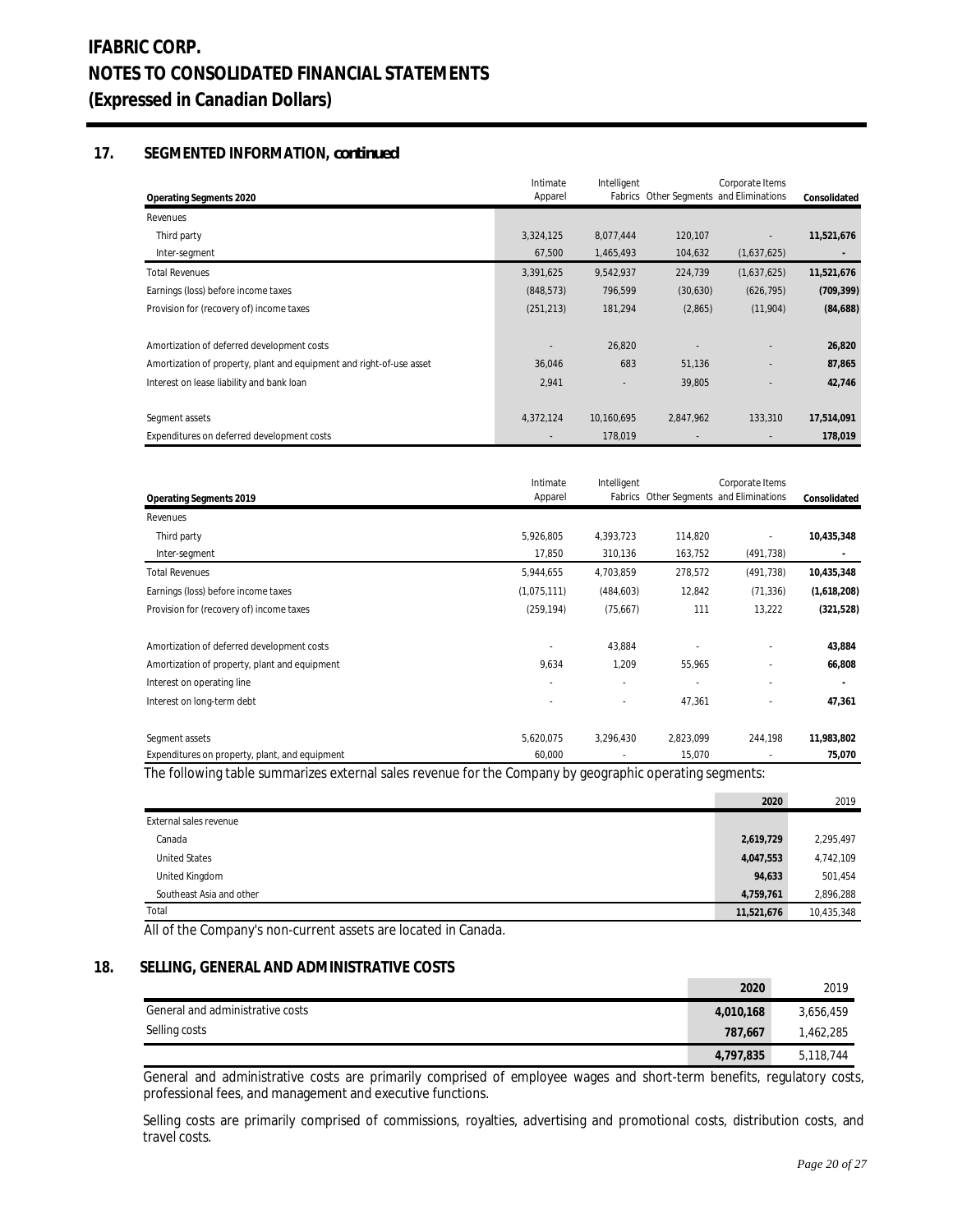# IFABRIC CORP.
# NOTES TO CONSOLIDATED FINANCIAL STATEMENTS
# (Expressed in Canadian Dollars)

## 17. SEGMENTED INFORMATION, *continued*

| Operating Segments 2020 | Intimate Apparel | Intelligent Fabrics | Other Segments | Corporate Items and Eliminations | Consolidated |
|---|---|---|---|---|---|
| Revenues | | | | | |
| Third party | 3,324,125 | 8,077,444 | 120,107 | - | **11,521,676** |
| Inter-segment | 67,500 | 1,465,493 | 104,632 | (1,637,625) | **-** |
| Total Revenues | 3,391,625 | 9,542,937 | 224,739 | (1,637,625) | **11,521,676** |
| Earnings (loss) before income taxes | (848,573) | 796,599 | (30,630) | (626,795) | **(709,399)** |
| Provision for (recovery of) income taxes | (251,213) | 181,294 | (2,865) | (11,904) | **(84,688)** |
| | | | | | |
| Amortization of deferred development costs | - | 26,820 | - | - | **26,820** |
| Amortization of property, plant and equipment and right-of-use asset | 36,046 | 683 | 51,136 | - | **87,865** |
| Interest on lease liability and bank loan | 2,941 | - | 39,805 | - | **42,746** |
| | | | | | |
| Segment assets | 4,372,124 | 10,160,695 | 2,847,962 | 133,310 | **17,514,091** |
| Expenditures on deferred development costs | - | 178,019 | - | - | **178,019** |

| Operating Segments 2019 | Intimate Apparel | Intelligent Fabrics | Other Segments | Corporate Items and Eliminations | Consolidated |
|---|---|---|---|---|---|
| Revenues | | | | | |
| Third party | 5,926,805 | 4,393,723 | 114,820 | - | **10,435,348** |
| Inter-segment | 17,850 | 310,136 | 163,752 | (491,738) | **-** |
| Total Revenues | 5,944,655 | 4,703,859 | 278,572 | (491,738) | **10,435,348** |
| Earnings (loss) before income taxes | (1,075,111) | (484,603) | 12,842 | (71,336) | **(1,618,208)** |
| Provision for (recovery of) income taxes | (259,194) | (75,667) | 111 | 13,222 | **(321,528)** |
| | | | | | |
| Amortization of deferred development costs | - | 43,884 | - | - | **43,884** |
| Amortization of property, plant and equipment | 9,634 | 1,209 | 55,965 | - | **66,808** |
| Interest on operating line | - | - | - | - | **-** |
| Interest on long-term debt | - | - | 47,361 | - | **47,361** |
| | | | | | |
| Segment assets | 5,620,075 | 3,296,430 | 2,823,099 | 244,198 | **11,983,802** |
| Expenditures on property, plant, and equipment | 60,000 | - | 15,070 | - | **75,070** |

The following table summarizes external sales revenue for the Company by geographic operating segments:

| | 2020 | 2019 |
|---|---|---|
| External sales revenue | | |
| Canada | **2,619,729** | 2,295,497 |
| United States | **4,047,553** | 4,742,109 |
| United Kingdom | **94,633** | 501,454 |
| Southeast Asia and other | **4,759,761** | 2,896,288 |
| Total | **11,521,676** | 10,435,348 |

All of the Company's non-current assets are located in Canada.

## 18. SELLING, GENERAL AND ADMINISTRATIVE COSTS

| | 2020 | 2019 |
|---|---|---|
| General and administrative costs | **4,010,168** | 3,656,459 |
| Selling costs | **787,667** | 1,462,285 |
| | **4,797,835** | 5,118,744 |

General and administrative costs are primarily comprised of employee wages and short-term benefits, regulatory costs, professional fees, and management and executive functions.

Selling costs are primarily comprised of commissions, royalties, advertising and promotional costs, distribution costs, and travel costs.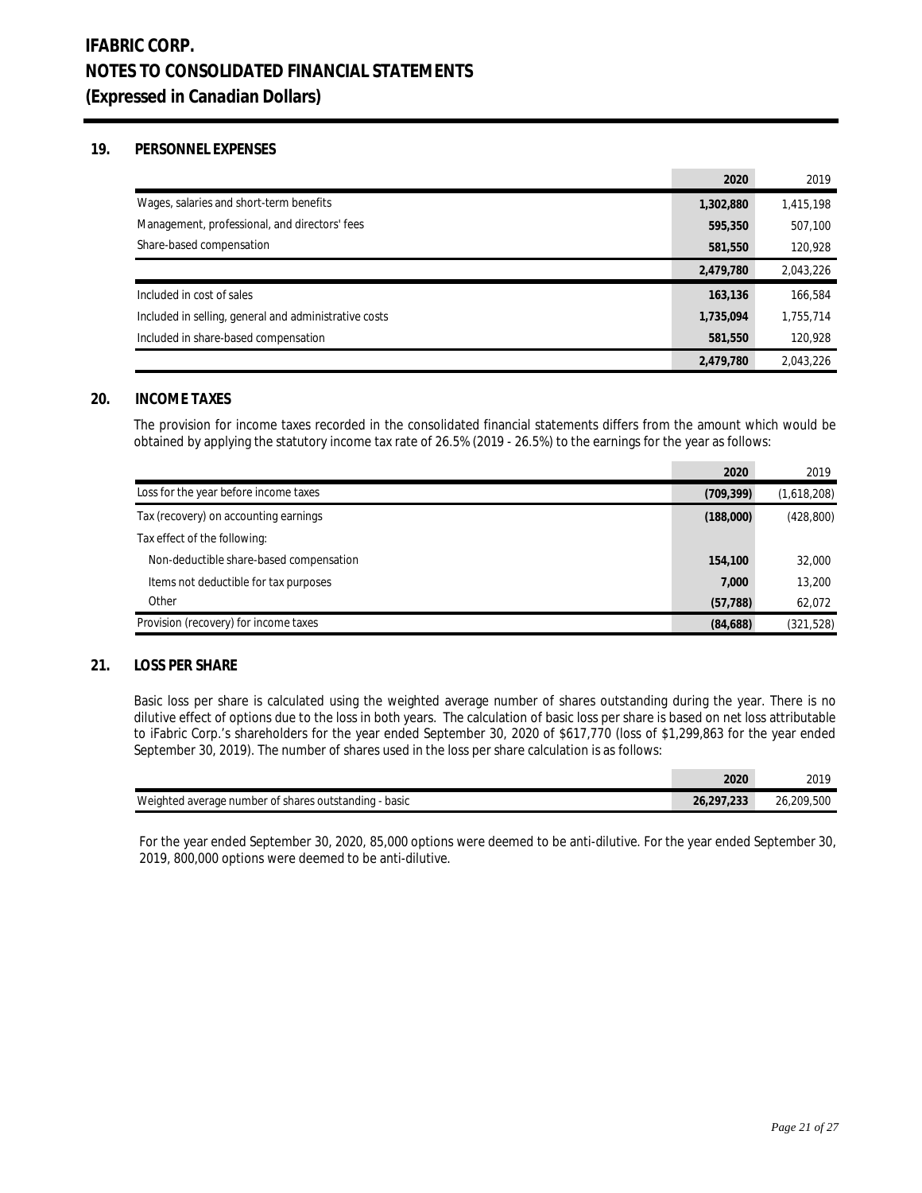# IFABRIC CORP.
# NOTES TO CONSOLIDATED FINANCIAL STATEMENTS
# (Expressed in Canadian Dollars)

## 19. PERSONNEL EXPENSES

| | 2020 | 2019 |
|---|---|---|
| Wages, salaries and short-term benefits | 1,302,880 | 1,415,198 |
| Management, professional, and directors' fees | 595,350 | 507,100 |
| Share-based compensation | 581,550 | 120,928 |
| | 2,479,780 | 2,043,226 |
| Included in cost of sales | 163,136 | 166,584 |
| Included in selling, general and administrative costs | 1,735,094 | 1,755,714 |
| Included in share-based compensation | 581,550 | 120,928 |
| | 2,479,780 | 2,043,226 |

## 20. INCOME TAXES

The provision for income taxes recorded in the consolidated financial statements differs from the amount which would be obtained by applying the statutory income tax rate of 26.5% (2019 - 26.5%) to the earnings for the year as follows:

| | 2020 | 2019 |
|---|---|---|
| Loss for the year before income taxes | (709,399) | (1,618,208) |
| Tax (recovery) on accounting earnings | (188,000) | (428,800) |
| Tax effect of the following: | | |
| Non-deductible share-based compensation | 154,100 | 32,000 |
| Items not deductible for tax purposes | 7,000 | 13,200 |
| Other | (57,788) | 62,072 |
| Provision (recovery) for income taxes | (84,688) | (321,528) |

## 21. LOSS PER SHARE

Basic loss per share is calculated using the weighted average number of shares outstanding during the year. There is no dilutive effect of options due to the loss in both years. The calculation of basic loss per share is based on net loss attributable to iFabric Corp.'s shareholders for the year ended September 30, 2020 of $617,770 (loss of $1,299,863 for the year ended September 30, 2019). The number of shares used in the loss per share calculation is as follows:

| | 2020 | 2019 |
|---|---|---|
| Weighted average number of shares outstanding - basic | 26,297,233 | 26,209,500 |

For the year ended September 30, 2020, 85,000 options were deemed to be anti-dilutive. For the year ended September 30, 2019, 800,000 options were deemed to be anti-dilutive.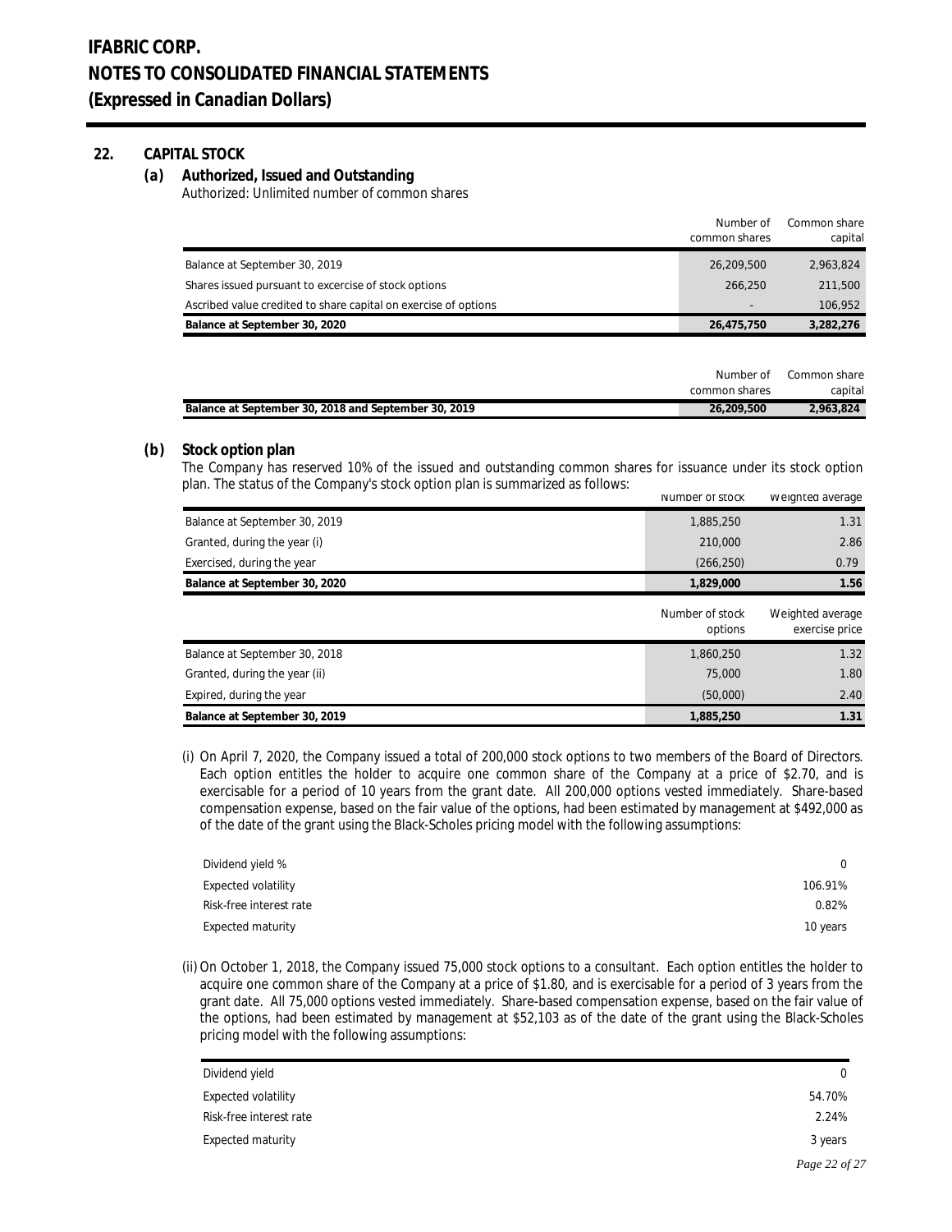# IFABRIC CORP.
# NOTES TO CONSOLIDATED FINANCIAL STATEMENTS
# (Expressed in Canadian Dollars)

## 22. CAPITAL STOCK

### (a) Authorized, Issued and Outstanding

Authorized: Unlimited number of common shares

| | Number of common shares | Common share capital |
|---|---|---|
| Balance at September 30, 2019 | 26,209,500 | 2,963,824 |
| Shares issued pursuant to excercise of stock options | 266,250 | 211,500 |
| Ascribed value credited to share capital on exercise of options | - | 106,952 |
| **Balance at September 30, 2020** | **26,475,750** | **3,282,276** |

| | Number of common shares | Common share capital |
|---|---|---|
| **Balance at September 30, 2018 and September 30, 2019** | **26,209,500** | **2,963,824** |

### (b) Stock option plan

The Company has reserved 10% of the issued and outstanding common shares for issuance under its stock option plan. The status of the Company's stock option plan is summarized as follows:

| | Number of stock | Weighted average |
|---|---|---|
| Balance at September 30, 2019 | 1,885,250 | 1.31 |
| Granted, during the year (i) | 210,000 | 2.86 |
| Exercised, during the year | (266,250) | 0.79 |
| **Balance at September 30, 2020** | **1,829,000** | **1.56** |

| | Number of stock options | Weighted average exercise price |
|---|---|---|
| Balance at September 30, 2018 | 1,860,250 | 1.32 |
| Granted, during the year (ii) | 75,000 | 1.80 |
| Expired, during the year | (50,000) | 2.40 |
| **Balance at September 30, 2019** | **1,885,250** | **1.31** |

(i) On April 7, 2020, the Company issued a total of 200,000 stock options to two members of the Board of Directors. Each option entitles the holder to acquire one common share of the Company at a price of $2.70, and is exercisable for a period of 10 years from the grant date. All 200,000 options vested immediately. Share-based compensation expense, based on the fair value of the options, had been estimated by management at $492,000 as of the date of the grant using the Black-Scholes pricing model with the following assumptions:

| | |
|---|---|
| Dividend yield % | 0 |
| Expected volatility | 106.91% |
| Risk-free interest rate | 0.82% |
| Expected maturity | 10 years |

(ii) On October 1, 2018, the Company issued 75,000 stock options to a consultant. Each option entitles the holder to acquire one common share of the Company at a price of $1.80, and is exercisable for a period of 3 years from the grant date. All 75,000 options vested immediately. Share-based compensation expense, based on the fair value of the options, had been estimated by management at $52,103 as of the date of the grant using the Black-Scholes pricing model with the following assumptions:

| | |
|---|---|
| Dividend yield | 0 |
| Expected volatility | 54.70% |
| Risk-free interest rate | 2.24% |
| Expected maturity | 3 years |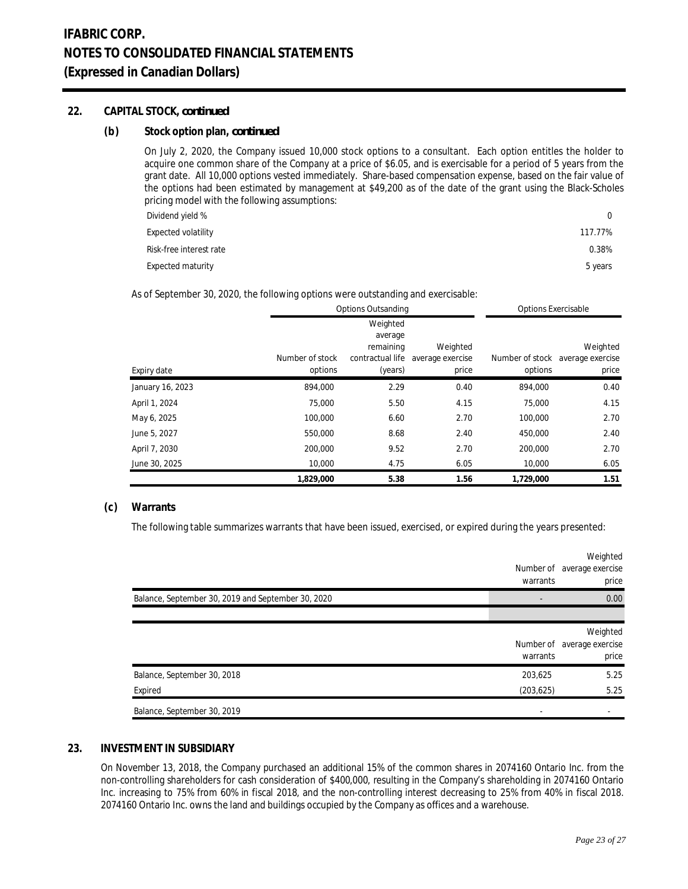## 22. CAPITAL STOCK, *continued*

### (b) Stock option plan, *continued*

On July 2, 2020, the Company issued 10,000 stock options to a consultant. Each option entitles the holder to acquire one common share of the Company at a price of $6.05, and is exercisable for a period of 5 years from the grant date. All 10,000 options vested immediately. Share-based compensation expense, based on the fair value of the options had been estimated by management at $49,200 as of the date of the grant using the Black-Scholes pricing model with the following assumptions:

| | |
|---|---|
| Dividend yield % | 0 |
| Expected volatility | 117.77% |
| Risk-free interest rate | 0.38% |
| Expected maturity | 5 years |

As of September 30, 2020, the following options were outstanding and exercisable:

| | Options Outsanding | | | Options Exercisable | |
|---|---|---|---|---|---|
| Expiry date | Number of stock options | Weighted average remaining contractual life (years) | Weighted average exercise price | Number of stock options | Weighted average exercise price |
| January 16, 2023 | 894,000 | 2.29 | 0.40 | 894,000 | 0.40 |
| April 1, 2024 | 75,000 | 5.50 | 4.15 | 75,000 | 4.15 |
| May 6, 2025 | 100,000 | 6.60 | 2.70 | 100,000 | 2.70 |
| June 5, 2027 | 550,000 | 8.68 | 2.40 | 450,000 | 2.40 |
| April 7, 2030 | 200,000 | 9.52 | 2.70 | 200,000 | 2.70 |
| June 30, 2025 | 10,000 | 4.75 | 6.05 | 10,000 | 6.05 |
| | **1,829,000** | **5.38** | **1.56** | **1,729,000** | **1.51** |

### (c) Warrants

The following table summarizes warrants that have been issued, exercised, or expired during the years presented:

| | Number of warrants | Weighted average exercise price |
|---|---|---|
| Balance, September 30, 2019 and September 30, 2020 | - | 0.00 |

| | Number of warrants | Weighted average exercise price |
|---|---|---|
| Balance, September 30, 2018 | 203,625 | 5.25 |
| Expired | (203,625) | 5.25 |
| Balance, September 30, 2019 | - | - |

## 23. INVESTMENT IN SUBSIDIARY

On November 13, 2018, the Company purchased an additional 15% of the common shares in 2074160 Ontario Inc. from the non-controlling shareholders for cash consideration of $400,000, resulting in the Company's shareholding in 2074160 Ontario Inc. increasing to 75% from 60% in fiscal 2018, and the non-controlling interest decreasing to 25% from 40% in fiscal 2018. 2074160 Ontario Inc. owns the land and buildings occupied by the Company as offices and a warehouse.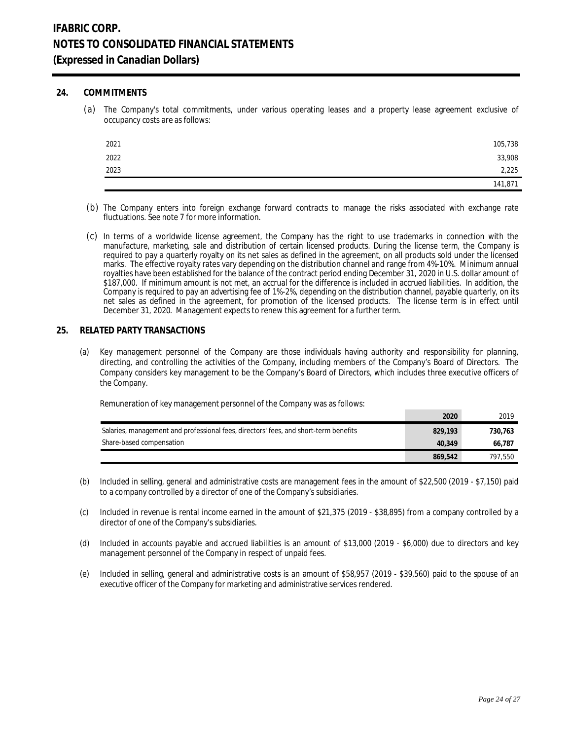# IFABRIC CORP.
# NOTES TO CONSOLIDATED FINANCIAL STATEMENTS
# (Expressed in Canadian Dollars)

## 24. COMMITMENTS

(a) The Company's total commitments, under various operating leases and a property lease agreement exclusive of occupancy costs are as follows:

| | |
|---|---:|
| 2021 | 105,738 |
| 2022 | 33,908 |
| 2023 | 2,225 |
| | 141,871 |

(b) The Company enters into foreign exchange forward contracts to manage the risks associated with exchange rate fluctuations. See note 7 for more information.

(c) In terms of a worldwide license agreement, the Company has the right to use trademarks in connection with the manufacture, marketing, sale and distribution of certain licensed products. During the license term, the Company is required to pay a quarterly royalty on its net sales as defined in the agreement, on all products sold under the licensed marks. The effective royalty rates vary depending on the distribution channel and range from 4%-10%. Minimum annual royalties have been established for the balance of the contract period ending December 31, 2020 in U.S. dollar amount of $187,000. If minimum amount is not met, an accrual for the difference is included in accrued liabilities. In addition, the Company is required to pay an advertising fee of 1%-2%, depending on the distribution channel, payable quarterly, on its net sales as defined in the agreement, for promotion of the licensed products. The license term is in effect until December 31, 2020. Management expects to renew this agreement for a further term.

## 25. RELATED PARTY TRANSACTIONS

(a) Key management personnel of the Company are those individuals having authority and responsibility for planning, directing, and controlling the activities of the Company, including members of the Company's Board of Directors. The Company considers key management to be the Company's Board of Directors, which includes three executive officers of the Company.

Remuneration of key management personnel of the Company was as follows:

| | **2020** | 2019 |
|---|---:|---:|
| Salaries, management and professional fees, directors' fees, and short-term benefits | **829,193** | **730,763** |
| Share-based compensation | **40,349** | **66,787** |
| | **869,542** | 797,550 |

(b) Included in selling, general and administrative costs are management fees in the amount of $22,500 (2019 - $7,150) paid to a company controlled by a director of one of the Company's subsidiaries.

(c) Included in revenue is rental income earned in the amount of $21,375 (2019 - $38,895) from a company controlled by a director of one of the Company's subsidiaries.

(d) Included in accounts payable and accrued liabilities is an amount of $13,000 (2019 - $6,000) due to directors and key management personnel of the Company in respect of unpaid fees.

(e) Included in selling, general and administrative costs is an amount of $58,957 (2019 - $39,560) paid to the spouse of an executive officer of the Company for marketing and administrative services rendered.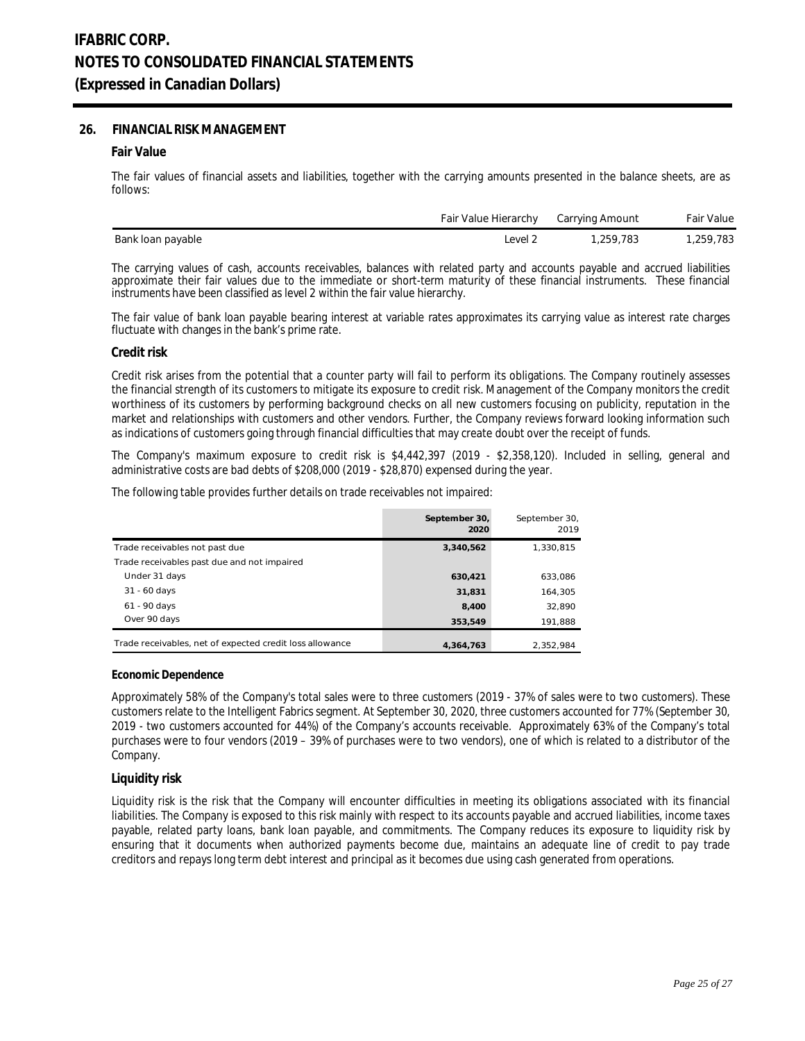# 26. FINANCIAL RISK MANAGEMENT

## Fair Value

The fair values of financial assets and liabilities, together with the carrying amounts presented in the balance sheets, are as follows:

| | Fair Value Hierarchy | Carrying Amount | Fair Value |
|---|---|---|---|
| Bank loan payable | Level 2 | 1,259,783 | 1,259,783 |

The carrying values of cash, accounts receivables, balances with related party and accounts payable and accrued liabilities approximate their fair values due to the immediate or short-term maturity of these financial instruments. These financial instruments have been classified as level 2 within the fair value hierarchy.

The fair value of bank loan payable bearing interest at variable rates approximates its carrying value as interest rate charges fluctuate with changes in the bank's prime rate.

## Credit risk

Credit risk arises from the potential that a counter party will fail to perform its obligations. The Company routinely assesses the financial strength of its customers to mitigate its exposure to credit risk. Management of the Company monitors the credit worthiness of its customers by performing background checks on all new customers focusing on publicity, reputation in the market and relationships with customers and other vendors. Further, the Company reviews forward looking information such as indications of customers going through financial difficulties that may create doubt over the receipt of funds.

The Company's maximum exposure to credit risk is $4,442,397 (2019 - $2,358,120). Included in selling, general and administrative costs are bad debts of $208,000 (2019 - $28,870) expensed during the year.

The following table provides further details on trade receivables not impaired:

| | September 30, 2020 | September 30, 2019 |
|---|---|---|
| Trade receivables not past due | **3,340,562** | 1,330,815 |
| Trade receivables past due and not impaired | | |
| Under 31 days | **630,421** | 633,086 |
| 31 - 60 days | **31,831** | 164,305 |
| 61 - 90 days | **8,400** | 32,890 |
| Over 90 days | **353,549** | 191,888 |
| Trade receivables, net of expected credit loss allowance | **4,364,763** | 2,352,984 |

## Economic Dependence

Approximately 58% of the Company's total sales were to three customers (2019 - 37% of sales were to two customers). These customers relate to the Intelligent Fabrics segment. At September 30, 2020, three customers accounted for 77% (September 30, 2019 - two customers accounted for 44%) of the Company's accounts receivable. Approximately 63% of the Company's total purchases were to four vendors (2019 – 39% of purchases were to two vendors), one of which is related to a distributor of the Company.

## Liquidity risk

Liquidity risk is the risk that the Company will encounter difficulties in meeting its obligations associated with its financial liabilities. The Company is exposed to this risk mainly with respect to its accounts payable and accrued liabilities, income taxes payable, related party loans, bank loan payable, and commitments. The Company reduces its exposure to liquidity risk by ensuring that it documents when authorized payments become due, maintains an adequate line of credit to pay trade creditors and repays long term debt interest and principal as it becomes due using cash generated from operations.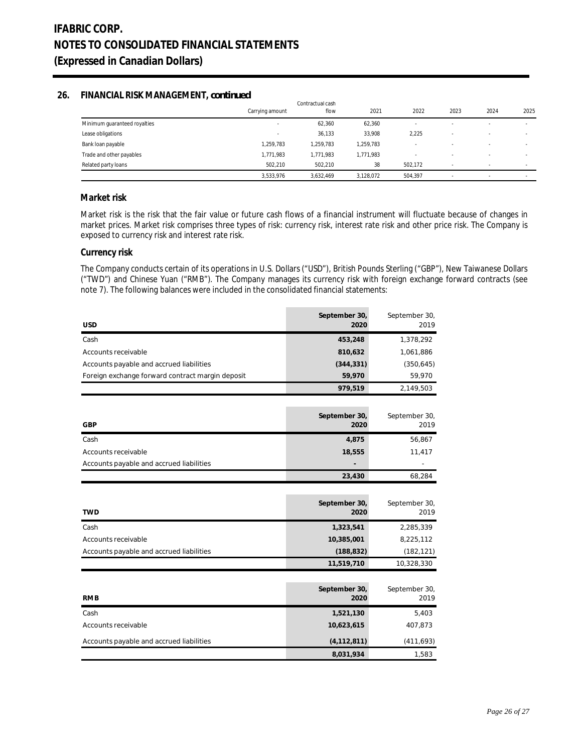## 26. FINANCIAL RISK MANAGEMENT, *continued*

| | Carrying amount | Contractual cash flow | 2021 | 2022 | 2023 | 2024 | 2025 |
|---|---|---|---|---|---|---|---|
| Minimum guaranteed royalties | - | 62,360 | 62,360 | - | - | - | - |
| Lease obligations | - | 36,133 | 33,908 | 2,225 | - | - | - |
| Bank loan payable | 1,259,783 | 1,259,783 | 1,259,783 | - | - | - | - |
| Trade and other payables | 1,771,983 | 1,771,983 | 1,771,983 | - | - | - | - |
| Related party loans | 502,210 | 502,210 | 38 | 502,172 | - | - | - |
| | 3,533,976 | 3,632,469 | 3,128,072 | 504,397 | - | - | - |

### Market risk

Market risk is the risk that the fair value or future cash flows of a financial instrument will fluctuate because of changes in market prices. Market risk comprises three types of risk: currency risk, interest rate risk and other price risk. The Company is exposed to currency risk and interest rate risk.

### Currency risk

The Company conducts certain of its operations in U.S. Dollars ("USD"), British Pounds Sterling ("GBP"), New Taiwanese Dollars ("TWD") and Chinese Yuan ("RMB"). The Company manages its currency risk with foreign exchange forward contracts (see note 7). The following balances were included in the consolidated financial statements:

| USD | September 30, 2020 | September 30, 2019 |
|---|---|---|
| Cash | **453,248** | 1,378,292 |
| Accounts receivable | **810,632** | 1,061,886 |
| Accounts payable and accrued liabilities | **(344,331)** | (350,645) |
| Foreign exchange forward contract margin deposit | **59,970** | 59,970 |
| | **979,519** | 2,149,503 |

| GBP | September 30, 2020 | September 30, 2019 |
|---|---|---|
| Cash | **4,875** | 56,867 |
| Accounts receivable | **18,555** | 11,417 |
| Accounts payable and accrued liabilities | **-** | - |
| | **23,430** | 68,284 |

| TWD | September 30, 2020 | September 30, 2019 |
|---|---|---|
| Cash | **1,323,541** | 2,285,339 |
| Accounts receivable | **10,385,001** | 8,225,112 |
| Accounts payable and accrued liabilities | **(188,832)** | (182,121) |
| | **11,519,710** | 10,328,330 |

| RMB | September 30, 2020 | September 30, 2019 |
|---|---|---|
| Cash | **1,521,130** | 5,403 |
| Accounts receivable | **10,623,615** | 407,873 |
| Accounts payable and accrued liabilities | **(4,112,811)** | (411,693) |
| | **8,031,934** | 1,583 |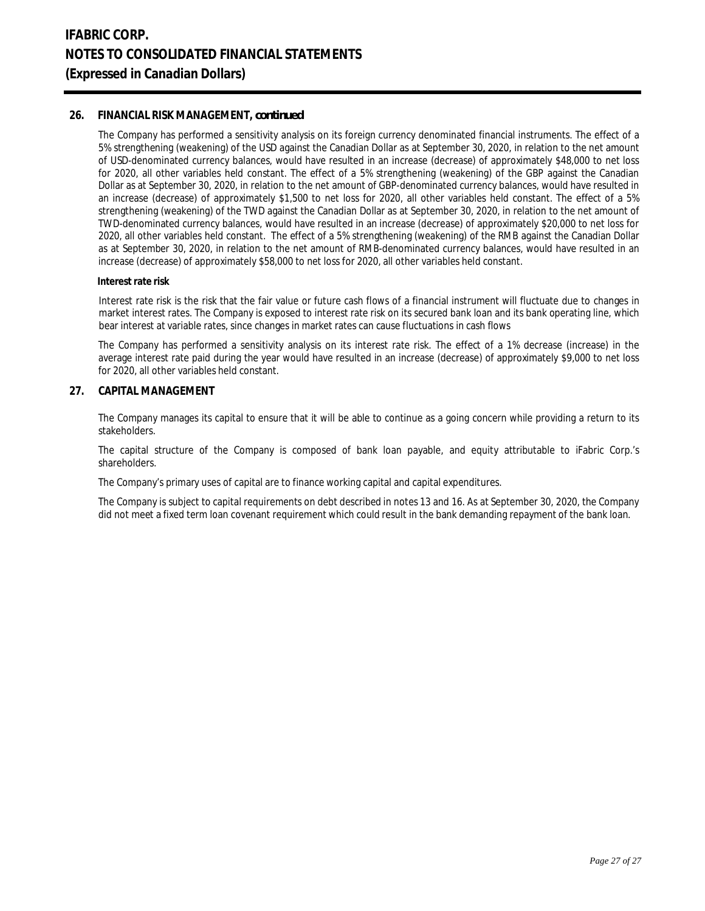## 26. FINANCIAL RISK MANAGEMENT, *continued*

The Company has performed a sensitivity analysis on its foreign currency denominated financial instruments. The effect of a 5% strengthening (weakening) of the USD against the Canadian Dollar as at September 30, 2020, in relation to the net amount of USD-denominated currency balances, would have resulted in an increase (decrease) of approximately $48,000 to net loss for 2020, all other variables held constant. The effect of a 5% strengthening (weakening) of the GBP against the Canadian Dollar as at September 30, 2020, in relation to the net amount of GBP-denominated currency balances, would have resulted in an increase (decrease) of approximately $1,500 to net loss for 2020, all other variables held constant. The effect of a 5% strengthening (weakening) of the TWD against the Canadian Dollar as at September 30, 2020, in relation to the net amount of TWD-denominated currency balances, would have resulted in an increase (decrease) of approximately $20,000 to net loss for 2020, all other variables held constant. The effect of a 5% strengthening (weakening) of the RMB against the Canadian Dollar as at September 30, 2020, in relation to the net amount of RMB-denominated currency balances, would have resulted in an increase (decrease) of approximately $58,000 to net loss for 2020, all other variables held constant.

**Interest rate risk**

Interest rate risk is the risk that the fair value or future cash flows of a financial instrument will fluctuate due to changes in market interest rates. The Company is exposed to interest rate risk on its secured bank loan and its bank operating line, which bear interest at variable rates, since changes in market rates can cause fluctuations in cash flows

The Company has performed a sensitivity analysis on its interest rate risk. The effect of a 1% decrease (increase) in the average interest rate paid during the year would have resulted in an increase (decrease) of approximately $9,000 to net loss for 2020, all other variables held constant.

## 27. CAPITAL MANAGEMENT

The Company manages its capital to ensure that it will be able to continue as a going concern while providing a return to its stakeholders.

The capital structure of the Company is composed of bank loan payable, and equity attributable to iFabric Corp.'s shareholders.

The Company's primary uses of capital are to finance working capital and capital expenditures.

The Company is subject to capital requirements on debt described in notes 13 and 16. As at September 30, 2020, the Company did not meet a fixed term loan covenant requirement which could result in the bank demanding repayment of the bank loan.